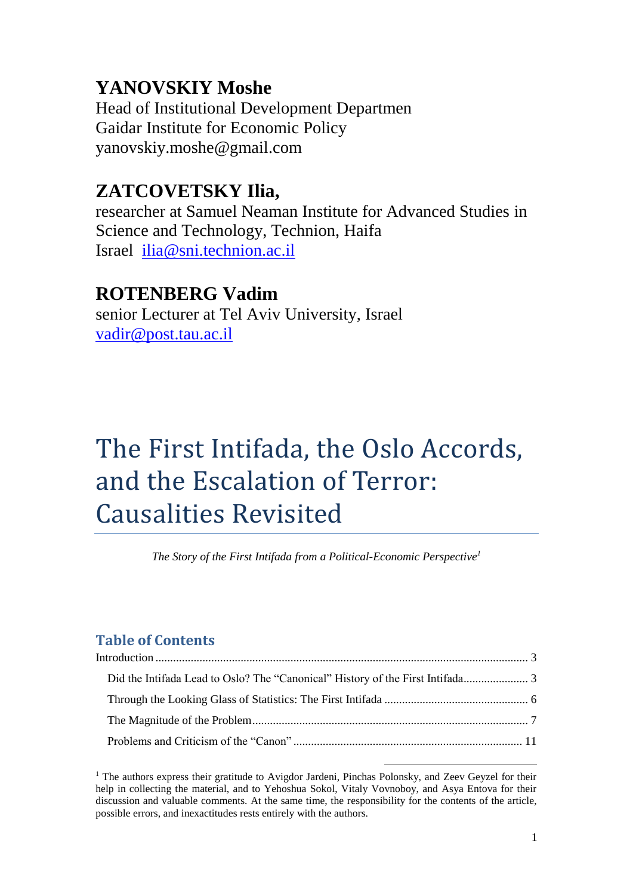## YANOVSKIY Moshe

Head of Institutional Development Departmen
Gaidar Institute for Economic Policy
yanovskiy.moshe@gmail.com

## ZATCOVETSKY Ilia,

researcher at Samuel Neaman Institute for Advanced Studies in Science and Technology, Technion, Haifa
Israel ilia@sni.technion.ac.il

## ROTENBERG Vadim

senior Lecturer at Tel Aviv University, Israel
vadir@post.tau.ac.il

# The First Intifada, the Oslo Accords, and the Escalation of Terror: Causalities Revisited

*The Story of the First Intifada from a Political-Economic Perspective*[1]

### Table of Contents

Introduction ..... 3

- Did the Intifada Lead to Oslo? The "Canonical" History of the First Intifada ..... 3
- Through the Looking Glass of Statistics: The First Intifada ..... 6
- The Magnitude of the Problem ..... 7
- Problems and Criticism of the "Canon" ..... 11

[1] The authors express their gratitude to Avigdor Jardeni, Pinchas Polonsky, and Zeev Geyzel for their help in collecting the material, and to Yehoshua Sokol, Vitaly Vovnoboy, and Asya Entova for their discussion and valuable comments. At the same time, the responsibility for the contents of the article, possible errors, and inexactitudes rests entirely with the authors.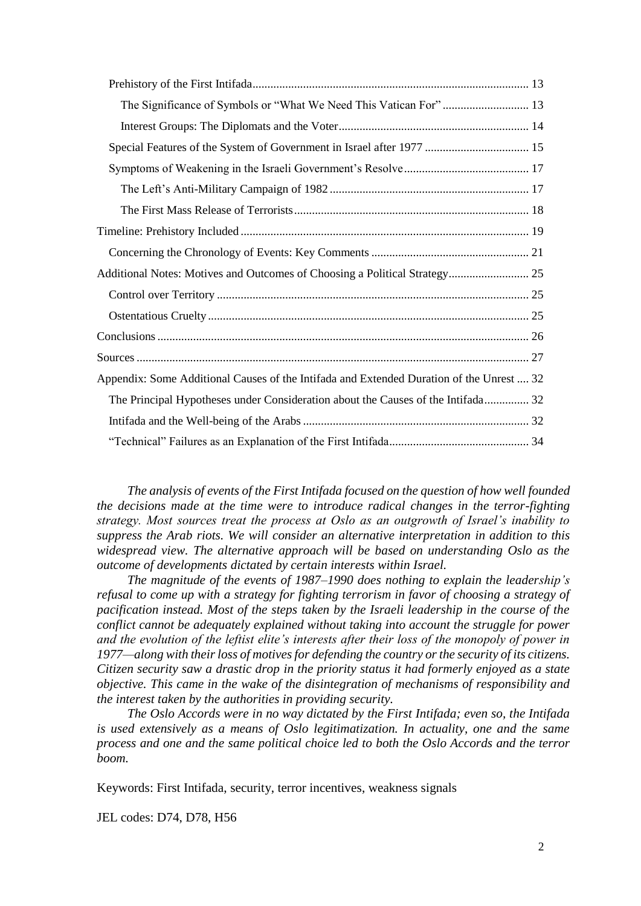Prehistory of the First Intifada ........................................................................................... 13

The Significance of Symbols or "What We Need This Vatican For" ............................ 13

Interest Groups: The Diplomats and the Voter ............................................................... 14

Special Features of the System of Government in Israel after 1977 .................................. 15

Symptoms of Weakening in the Israeli Government's Resolve ......................................... 17

The Left's Anti-Military Campaign of 1982 .................................................................. 17

The First Mass Release of Terrorists .............................................................................. 18

Timeline: Prehistory Included ............................................................................................... 19

Concerning the Chronology of Events: Key Comments .................................................... 21

Additional Notes: Motives and Outcomes of Choosing a Political Strategy .......................... 25

Control over Territory ....................................................................................................... 25

Ostentatious Cruelty .......................................................................................................... 25

Conclusions ........................................................................................................................... 26

Sources .................................................................................................................................. 27

Appendix: Some Additional Causes of the Intifada and Extended Duration of the Unrest .... 32

The Principal Hypotheses under Consideration about the Causes of the Intifada ............... 32

Intifada and the Well-being of the Arabs ........................................................................... 32

"Technical" Failures as an Explanation of the First Intifada .............................................. 34

*The analysis of events of the First Intifada focused on the question of how well founded the decisions made at the time were to introduce radical changes in the terror-fighting strategy. Most sources treat the process at Oslo as an outgrowth of Israel's inability to suppress the Arab riots. We will consider an alternative interpretation in addition to this widespread view. The alternative approach will be based on understanding Oslo as the outcome of developments dictated by certain interests within Israel.*

*The magnitude of the events of 1987–1990 does nothing to explain the leadership's refusal to come up with a strategy for fighting terrorism in favor of choosing a strategy of pacification instead. Most of the steps taken by the Israeli leadership in the course of the conflict cannot be adequately explained without taking into account the struggle for power and the evolution of the leftist elite's interests after their loss of the monopoly of power in 1977—along with their loss of motives for defending the country or the security of its citizens. Citizen security saw a drastic drop in the priority status it had formerly enjoyed as a state objective. This came in the wake of the disintegration of mechanisms of responsibility and the interest taken by the authorities in providing security.*

*The Oslo Accords were in no way dictated by the First Intifada; even so, the Intifada is used extensively as a means of Oslo legitimatization. In actuality, one and the same process and one and the same political choice led to both the Oslo Accords and the terror boom.*

Keywords: First Intifada, security, terror incentives, weakness signals

JEL codes: D74, D78, H56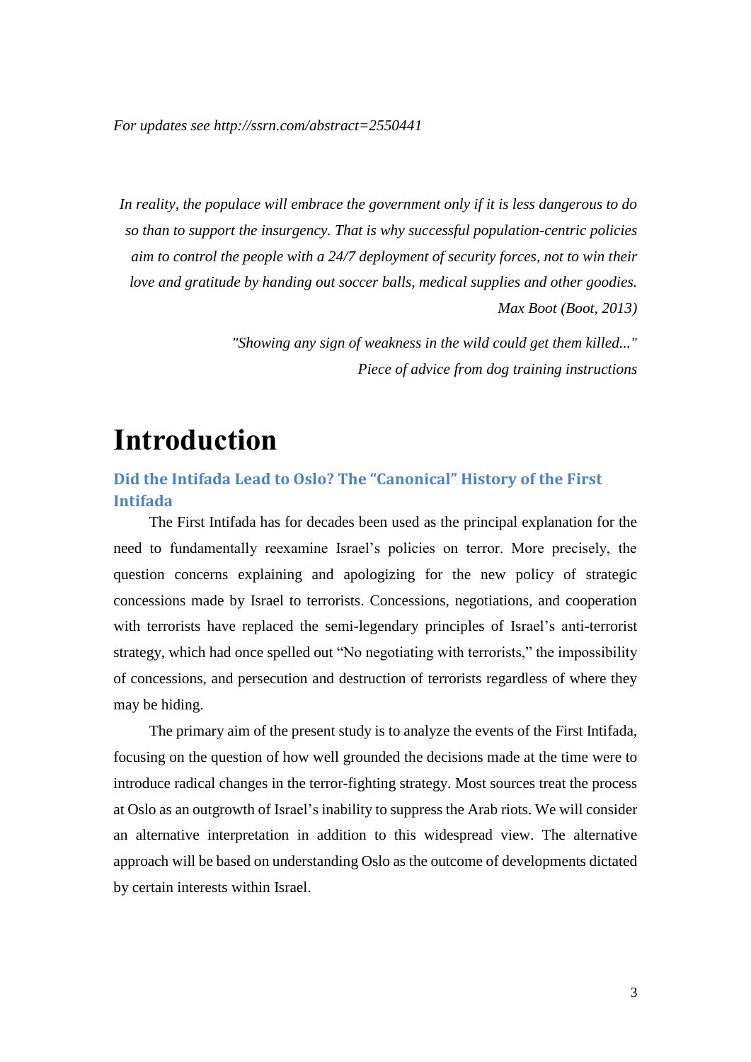*For updates see http://ssrn.com/abstract=2550441*

*In reality, the populace will embrace the government only if it is less dangerous to do so than to support the insurgency. That is why successful population-centric policies aim to control the people with a 24/7 deployment of security forces, not to win their love and gratitude by handing out soccer balls, medical supplies and other goodies.*
*Max Boot (Boot, 2013)*

*"Showing any sign of weakness in the wild could get them killed..."*
*Piece of advice from dog training instructions*

# Introduction

## Did the Intifada Lead to Oslo? The "Canonical" History of the First Intifada

The First Intifada has for decades been used as the principal explanation for the need to fundamentally reexamine Israel's policies on terror. More precisely, the question concerns explaining and apologizing for the new policy of strategic concessions made by Israel to terrorists. Concessions, negotiations, and cooperation with terrorists have replaced the semi-legendary principles of Israel's anti-terrorist strategy, which had once spelled out "No negotiating with terrorists," the impossibility of concessions, and persecution and destruction of terrorists regardless of where they may be hiding.

The primary aim of the present study is to analyze the events of the First Intifada, focusing on the question of how well grounded the decisions made at the time were to introduce radical changes in the terror-fighting strategy. Most sources treat the process at Oslo as an outgrowth of Israel's inability to suppress the Arab riots. We will consider an alternative interpretation in addition to this widespread view. The alternative approach will be based on understanding Oslo as the outcome of developments dictated by certain interests within Israel.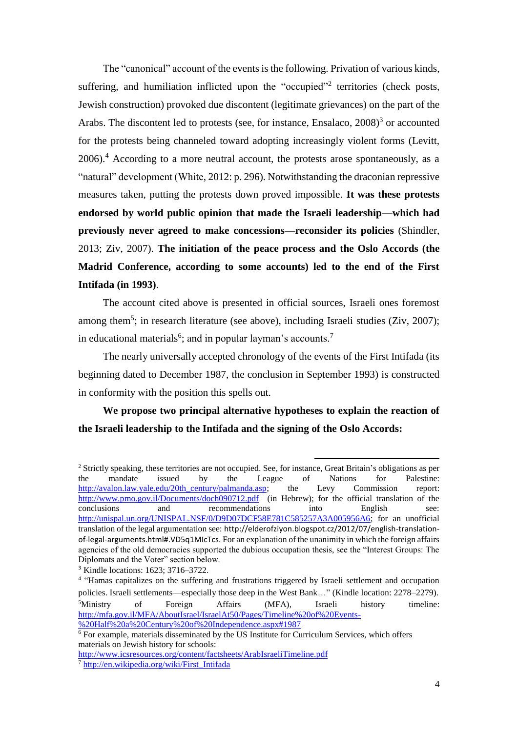The "canonical" account of the events is the following. Privation of various kinds, suffering, and humiliation inflicted upon the "occupied"[2] territories (check posts, Jewish construction) provoked due discontent (legitimate grievances) on the part of the Arabs. The discontent led to protests (see, for instance, Ensalaco, 2008)[3] or accounted for the protests being channeled toward adopting increasingly violent forms (Levitt, 2006).[4] According to a more neutral account, the protests arose spontaneously, as a "natural" development (White, 2012: p. 296). Notwithstanding the draconian repressive measures taken, putting the protests down proved impossible. **It was these protests endorsed by world public opinion that made the Israeli leadership—which had previously never agreed to make concessions—reconsider its policies** (Shindler, 2013; Ziv, 2007). **The initiation of the peace process and the Oslo Accords (the Madrid Conference, according to some accounts) led to the end of the First Intifada (in 1993)**.

The account cited above is presented in official sources, Israeli ones foremost among them[5]; in research literature (see above), including Israeli studies (Ziv, 2007); in educational materials[6]; and in popular layman's accounts.[7]

The nearly universally accepted chronology of the events of the First Intifada (its beginning dated to December 1987, the conclusion in September 1993) is constructed in conformity with the position this spells out.

**We propose two principal alternative hypotheses to explain the reaction of the Israeli leadership to the Intifada and the signing of the Oslo Accords:**

---

[2] Strictly speaking, these territories are not occupied. See, for instance, Great Britain's obligations as per the mandate issued by the League of Nations for Palestine: http://avalon.law.yale.edu/20th_century/palmanda.asp; the Levy Commission report: http://www.pmo.gov.il/Documents/doch090712.pdf (in Hebrew); for the official translation of the conclusions and recommendations into English see: http://unispal.un.org/UNISPAL.NSF/0/D9D07DCF58E781C585257A3A005956A6; for an unofficial translation of the legal argumentation see: http://elderofziyon.blogspot.cz/2012/07/english-translation-of-legal-arguments.html#.VD5q1MIcTcs. For an explanation of the unanimity in which the foreign affairs agencies of the old democracies supported the dubious occupation thesis, see the "Interest Groups: The Diplomats and the Voter" section below.

[3] Kindle locations: 1623; 3716–3722.

[4] "Hamas capitalizes on the suffering and frustrations triggered by Israeli settlement and occupation policies. Israeli settlements—especially those deep in the West Bank…" (Kindle location: 2278–2279).

[5] Ministry of Foreign Affairs (MFA), Israeli history timeline: http://mfa.gov.il/MFA/AboutIsrael/IsraelAt50/Pages/Timeline%20of%20Events-%20Half%20a%20Century%20of%20Independence.aspx#1987

[6] For example, materials disseminated by the US Institute for Curriculum Services, which offers materials on Jewish history for schools: http://www.icsresources.org/content/factsheets/ArabIsraeliTimeline.pdf

[7] http://en.wikipedia.org/wiki/First_Intifada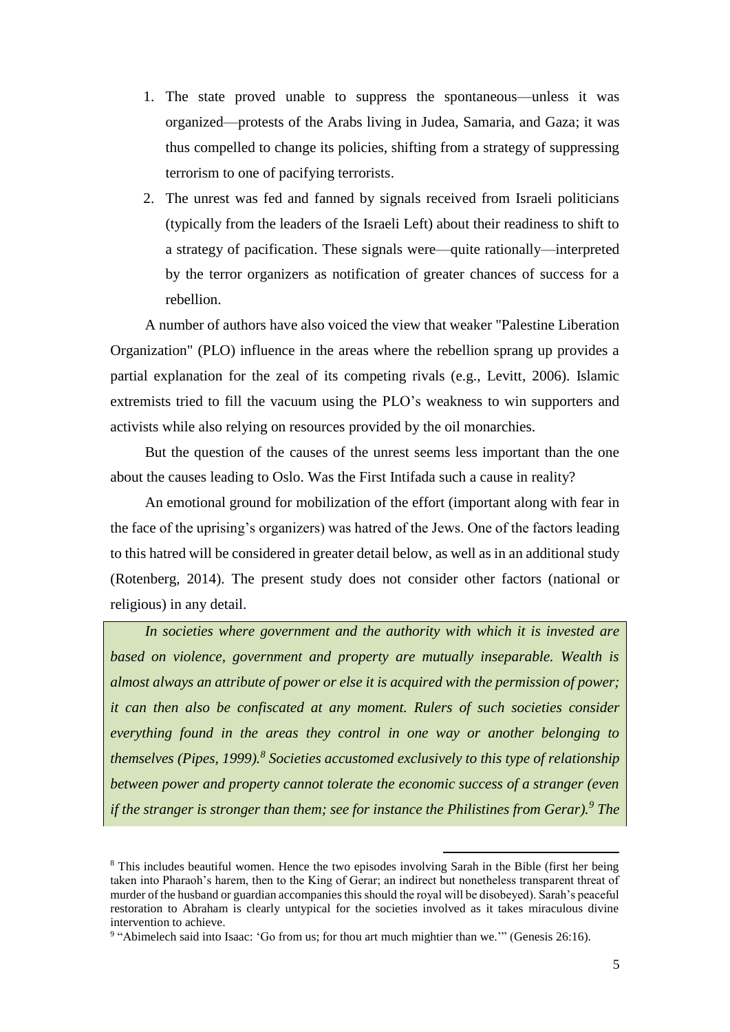1. The state proved unable to suppress the spontaneous—unless it was organized—protests of the Arabs living in Judea, Samaria, and Gaza; it was thus compelled to change its policies, shifting from a strategy of suppressing terrorism to one of pacifying terrorists.
2. The unrest was fed and fanned by signals received from Israeli politicians (typically from the leaders of the Israeli Left) about their readiness to shift to a strategy of pacification. These signals were—quite rationally—interpreted by the terror organizers as notification of greater chances of success for a rebellion.

A number of authors have also voiced the view that weaker "Palestine Liberation Organization" (PLO) influence in the areas where the rebellion sprang up provides a partial explanation for the zeal of its competing rivals (e.g., Levitt, 2006). Islamic extremists tried to fill the vacuum using the PLO's weakness to win supporters and activists while also relying on resources provided by the oil monarchies.

But the question of the causes of the unrest seems less important than the one about the causes leading to Oslo. Was the First Intifada such a cause in reality?

An emotional ground for mobilization of the effort (important along with fear in the face of the uprising's organizers) was hatred of the Jews. One of the factors leading to this hatred will be considered in greater detail below, as well as in an additional study (Rotenberg, 2014). The present study does not consider other factors (national or religious) in any detail.

*In societies where government and the authority with which it is invested are based on violence, government and property are mutually inseparable. Wealth is almost always an attribute of power or else it is acquired with the permission of power; it can then also be confiscated at any moment. Rulers of such societies consider everything found in the areas they control in one way or another belonging to themselves (Pipes, 1999).[8] Societies accustomed exclusively to this type of relationship between power and property cannot tolerate the economic success of a stranger (even if the stranger is stronger than them; see for instance the Philistines from Gerar).[9] The*

---

[8] This includes beautiful women. Hence the two episodes involving Sarah in the Bible (first her being taken into Pharaoh's harem, then to the King of Gerar; an indirect but nonetheless transparent threat of murder of the husband or guardian accompanies this should the royal will be disobeyed). Sarah's peaceful restoration to Abraham is clearly untypical for the societies involved as it takes miraculous divine intervention to achieve.

[9] "Abimelech said into Isaac: 'Go from us; for thou art much mightier than we.'" (Genesis 26:16).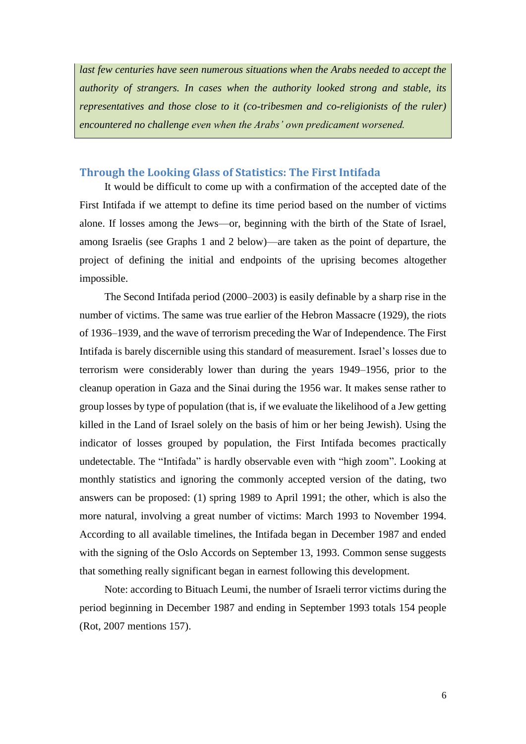*last few centuries have seen numerous situations when the Arabs needed to accept the authority of strangers. In cases when the authority looked strong and stable, its representatives and those close to it (co-tribesmen and co-religionists of the ruler) encountered no challenge even when the Arabs' own predicament worsened.*

## Through the Looking Glass of Statistics: The First Intifada

It would be difficult to come up with a confirmation of the accepted date of the First Intifada if we attempt to define its time period based on the number of victims alone. If losses among the Jews—or, beginning with the birth of the State of Israel, among Israelis (see Graphs 1 and 2 below)—are taken as the point of departure, the project of defining the initial and endpoints of the uprising becomes altogether impossible.

The Second Intifada period (2000–2003) is easily definable by a sharp rise in the number of victims. The same was true earlier of the Hebron Massacre (1929), the riots of 1936–1939, and the wave of terrorism preceding the War of Independence. The First Intifada is barely discernible using this standard of measurement. Israel's losses due to terrorism were considerably lower than during the years 1949–1956, prior to the cleanup operation in Gaza and the Sinai during the 1956 war. It makes sense rather to group losses by type of population (that is, if we evaluate the likelihood of a Jew getting killed in the Land of Israel solely on the basis of him or her being Jewish). Using the indicator of losses grouped by population, the First Intifada becomes practically undetectable. The "Intifada" is hardly observable even with "high zoom". Looking at monthly statistics and ignoring the commonly accepted version of the dating, two answers can be proposed: (1) spring 1989 to April 1991; the other, which is also the more natural, involving a great number of victims: March 1993 to November 1994. According to all available timelines, the Intifada began in December 1987 and ended with the signing of the Oslo Accords on September 13, 1993. Common sense suggests that something really significant began in earnest following this development.

Note: according to Bituach Leumi, the number of Israeli terror victims during the period beginning in December 1987 and ending in September 1993 totals 154 people (Rot, 2007 mentions 157).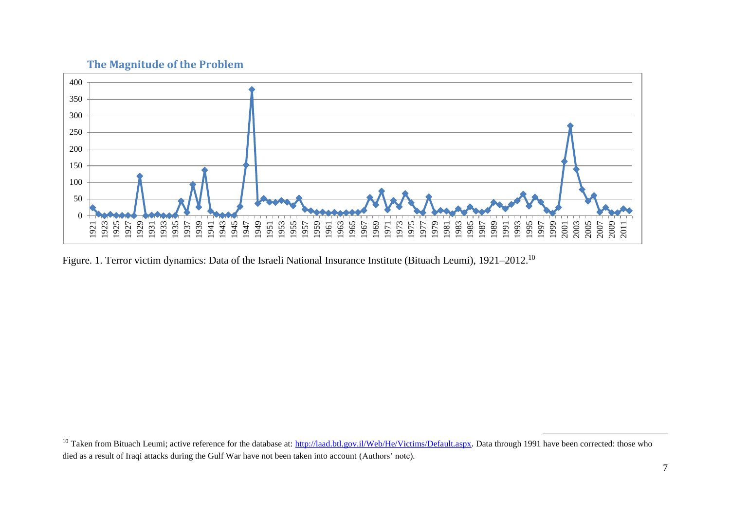## The Magnitude of the Problem

Figure. 1. Terror victim dynamics: Data of the Israeli National Insurance Institute (Bituach Leumi), 1921–2012.[10]

[10] Taken from Bituach Leumi; active reference for the database at: http://laad.btl.gov.il/Web/He/Victims/Default.aspx. Data through 1991 have been corrected: those who died as a result of Iraqi attacks during the Gulf War have not been taken into account (Authors' note).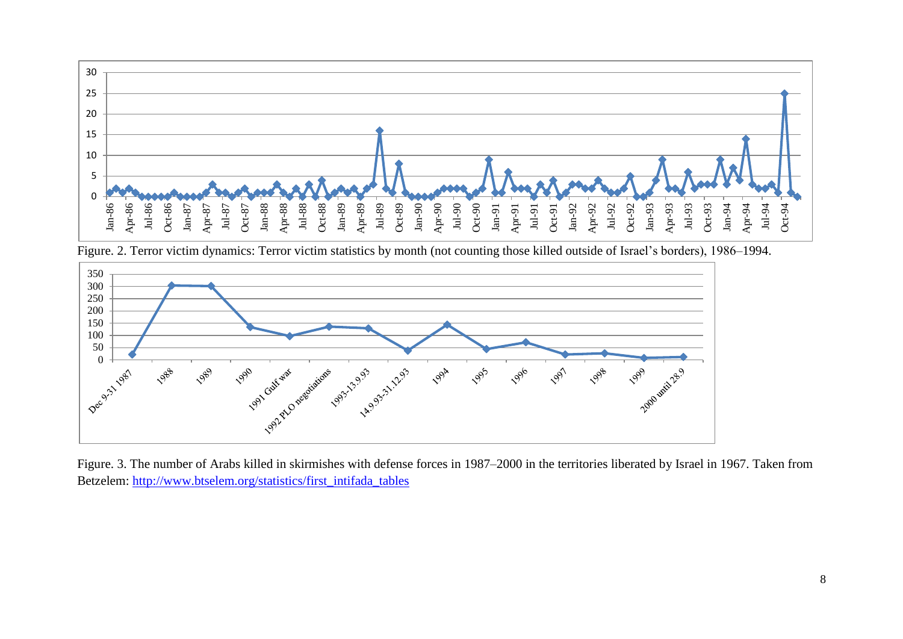Figure. 2. Terror victim dynamics: Terror victim statistics by month (not counting those killed outside of Israel's borders), 1986–1994.

Figure. 3. The number of Arabs killed in skirmishes with defense forces in 1987–2000 in the territories liberated by Israel in 1967. Taken from Betzelem: http://www.btselem.org/statistics/first_intifada_tables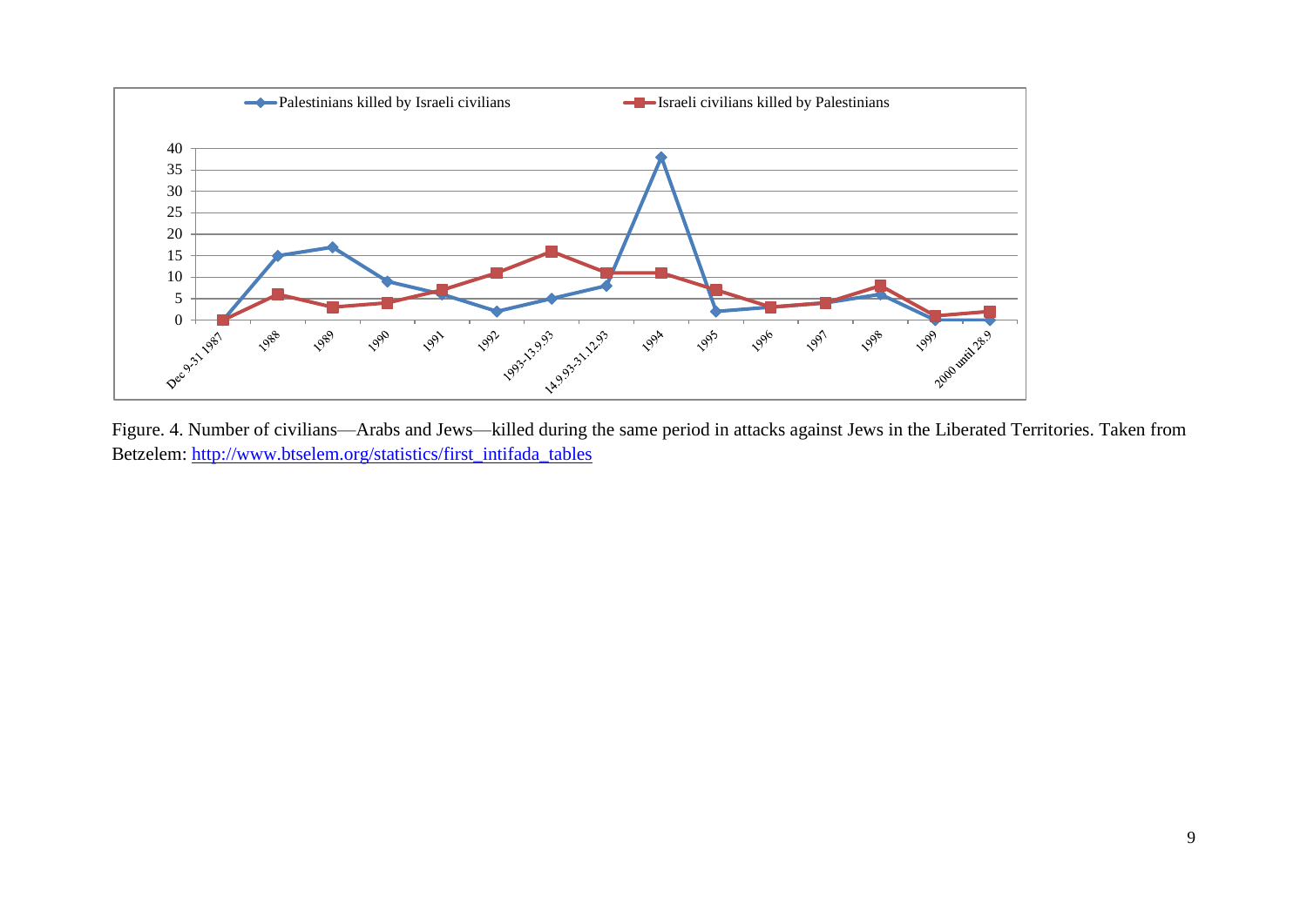Figure. 4. Number of civilians—Arabs and Jews—killed during the same period in attacks against Jews in the Liberated Territories. Taken from Betzelem: http://www.btselem.org/statistics/first_intifada_tables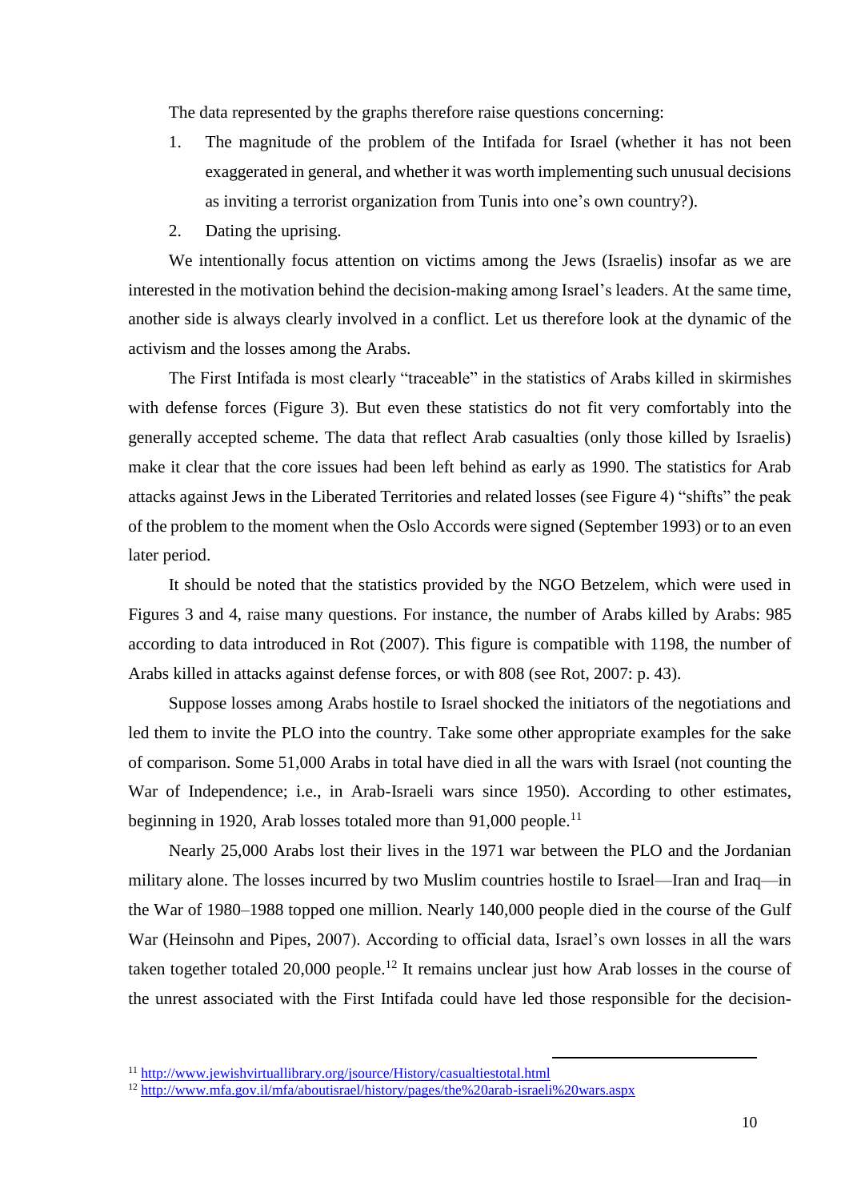The data represented by the graphs therefore raise questions concerning:

1. The magnitude of the problem of the Intifada for Israel (whether it has not been exaggerated in general, and whether it was worth implementing such unusual decisions as inviting a terrorist organization from Tunis into one's own country?).
2. Dating the uprising.

We intentionally focus attention on victims among the Jews (Israelis) insofar as we are interested in the motivation behind the decision-making among Israel's leaders. At the same time, another side is always clearly involved in a conflict. Let us therefore look at the dynamic of the activism and the losses among the Arabs.

The First Intifada is most clearly "traceable" in the statistics of Arabs killed in skirmishes with defense forces (Figure 3). But even these statistics do not fit very comfortably into the generally accepted scheme. The data that reflect Arab casualties (only those killed by Israelis) make it clear that the core issues had been left behind as early as 1990. The statistics for Arab attacks against Jews in the Liberated Territories and related losses (see Figure 4) "shifts" the peak of the problem to the moment when the Oslo Accords were signed (September 1993) or to an even later period.

It should be noted that the statistics provided by the NGO Betzelem, which were used in Figures 3 and 4, raise many questions. For instance, the number of Arabs killed by Arabs: 985 according to data introduced in Rot (2007). This figure is compatible with 1198, the number of Arabs killed in attacks against defense forces, or with 808 (see Rot, 2007: p. 43).

Suppose losses among Arabs hostile to Israel shocked the initiators of the negotiations and led them to invite the PLO into the country. Take some other appropriate examples for the sake of comparison. Some 51,000 Arabs in total have died in all the wars with Israel (not counting the War of Independence; i.e., in Arab-Israeli wars since 1950). According to other estimates, beginning in 1920, Arab losses totaled more than 91,000 people.[11]

Nearly 25,000 Arabs lost their lives in the 1971 war between the PLO and the Jordanian military alone. The losses incurred by two Muslim countries hostile to Israel—Iran and Iraq—in the War of 1980–1988 topped one million. Nearly 140,000 people died in the course of the Gulf War (Heinsohn and Pipes, 2007). According to official data, Israel's own losses in all the wars taken together totaled 20,000 people.[12] It remains unclear just how Arab losses in the course of the unrest associated with the First Intifada could have led those responsible for the decision-

[11] http://www.jewishvirtuallibrary.org/jsource/History/casualtiestotal.html

[12] http://www.mfa.gov.il/mfa/aboutisrael/history/pages/the%20arab-israeli%20wars.aspx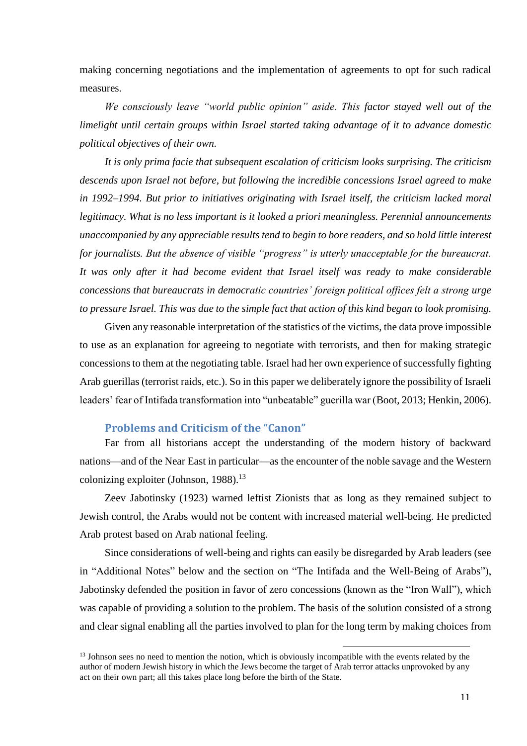making concerning negotiations and the implementation of agreements to opt for such radical measures.

*We consciously leave "world public opinion" aside. This factor stayed well out of the limelight until certain groups within Israel started taking advantage of it to advance domestic political objectives of their own.*

*It is only prima facie that subsequent escalation of criticism looks surprising. The criticism descends upon Israel not before, but following the incredible concessions Israel agreed to make in 1992–1994. But prior to initiatives originating with Israel itself, the criticism lacked moral legitimacy. What is no less important is it looked a priori meaningless. Perennial announcements unaccompanied by any appreciable results tend to begin to bore readers, and so hold little interest for journalists. But the absence of visible "progress" is utterly unacceptable for the bureaucrat. It was only after it had become evident that Israel itself was ready to make considerable concessions that bureaucrats in democratic countries' foreign political offices felt a strong urge to pressure Israel. This was due to the simple fact that action of this kind began to look promising.*

Given any reasonable interpretation of the statistics of the victims, the data prove impossible to use as an explanation for agreeing to negotiate with terrorists, and then for making strategic concessions to them at the negotiating table. Israel had her own experience of successfully fighting Arab guerillas (terrorist raids, etc.). So in this paper we deliberately ignore the possibility of Israeli leaders' fear of Intifada transformation into "unbeatable" guerilla war (Boot, 2013; Henkin, 2006).

## Problems and Criticism of the "Canon"

Far from all historians accept the understanding of the modern history of backward nations—and of the Near East in particular—as the encounter of the noble savage and the Western colonizing exploiter (Johnson, 1988).[13]

Zeev Jabotinsky (1923) warned leftist Zionists that as long as they remained subject to Jewish control, the Arabs would not be content with increased material well-being. He predicted Arab protest based on Arab national feeling.

Since considerations of well-being and rights can easily be disregarded by Arab leaders (see in "Additional Notes" below and the section on "The Intifada and the Well-Being of Arabs"), Jabotinsky defended the position in favor of zero concessions (known as the "Iron Wall"), which was capable of providing a solution to the problem. The basis of the solution consisted of a strong and clear signal enabling all the parties involved to plan for the long term by making choices from

---

[13] Johnson sees no need to mention the notion, which is obviously incompatible with the events related by the author of modern Jewish history in which the Jews become the target of Arab terror attacks unprovoked by any act on their own part; all this takes place long before the birth of the State.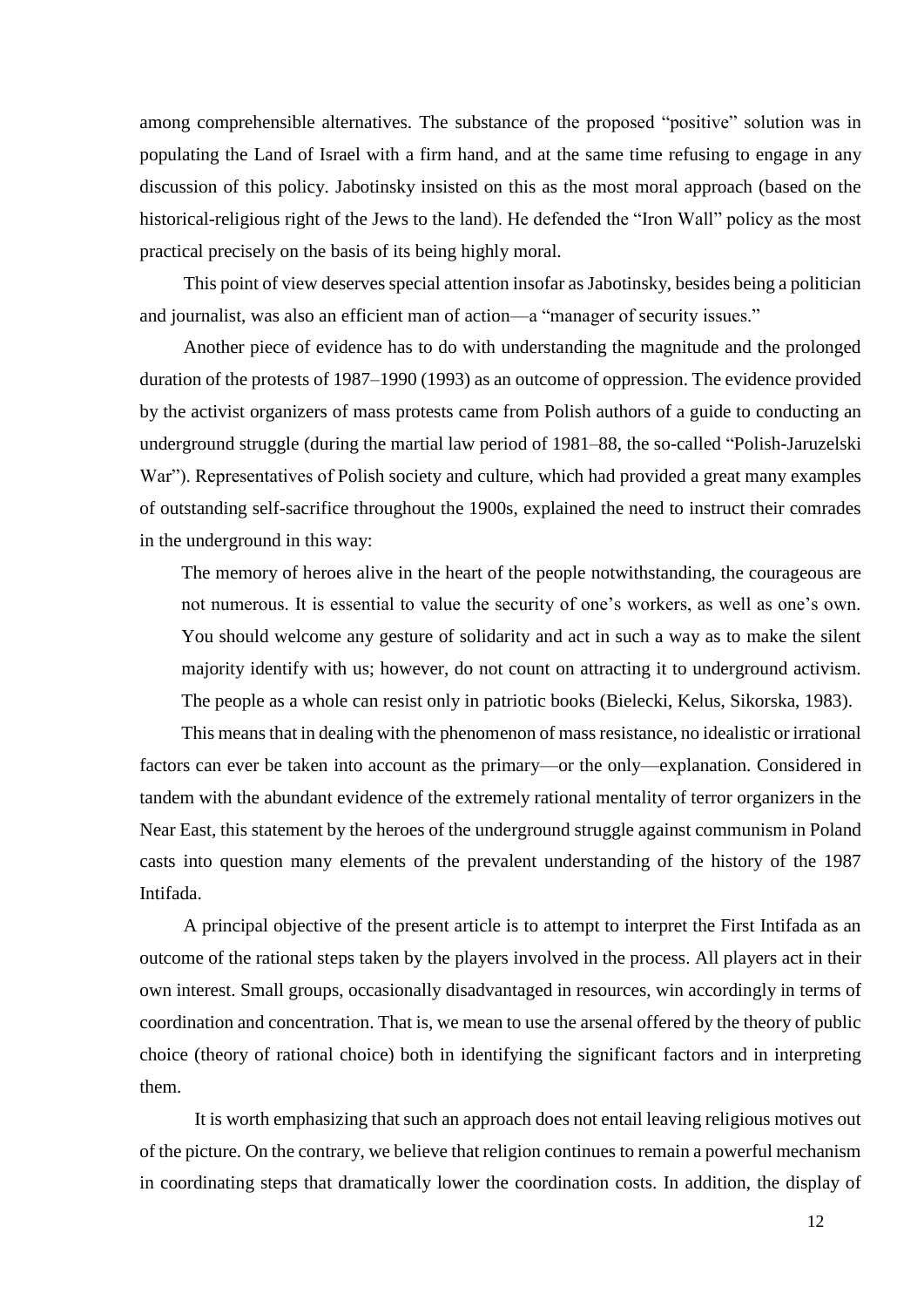among comprehensible alternatives. The substance of the proposed "positive" solution was in populating the Land of Israel with a firm hand, and at the same time refusing to engage in any discussion of this policy. Jabotinsky insisted on this as the most moral approach (based on the historical-religious right of the Jews to the land). He defended the "Iron Wall" policy as the most practical precisely on the basis of its being highly moral.

This point of view deserves special attention insofar as Jabotinsky, besides being a politician and journalist, was also an efficient man of action—a "manager of security issues."

Another piece of evidence has to do with understanding the magnitude and the prolonged duration of the protests of 1987–1990 (1993) as an outcome of oppression. The evidence provided by the activist organizers of mass protests came from Polish authors of a guide to conducting an underground struggle (during the martial law period of 1981–88, the so-called "Polish-Jaruzelski War"). Representatives of Polish society and culture, which had provided a great many examples of outstanding self-sacrifice throughout the 1900s, explained the need to instruct their comrades in the underground in this way:

> The memory of heroes alive in the heart of the people notwithstanding, the courageous are not numerous. It is essential to value the security of one's workers, as well as one's own. You should welcome any gesture of solidarity and act in such a way as to make the silent majority identify with us; however, do not count on attracting it to underground activism. The people as a whole can resist only in patriotic books (Bielecki, Kelus, Sikorska, 1983).

This means that in dealing with the phenomenon of mass resistance, no idealistic or irrational factors can ever be taken into account as the primary—or the only—explanation. Considered in tandem with the abundant evidence of the extremely rational mentality of terror organizers in the Near East, this statement by the heroes of the underground struggle against communism in Poland casts into question many elements of the prevalent understanding of the history of the 1987 Intifada.

A principal objective of the present article is to attempt to interpret the First Intifada as an outcome of the rational steps taken by the players involved in the process. All players act in their own interest. Small groups, occasionally disadvantaged in resources, win accordingly in terms of coordination and concentration. That is, we mean to use the arsenal offered by the theory of public choice (theory of rational choice) both in identifying the significant factors and in interpreting them.

It is worth emphasizing that such an approach does not entail leaving religious motives out of the picture. On the contrary, we believe that religion continues to remain a powerful mechanism in coordinating steps that dramatically lower the coordination costs. In addition, the display of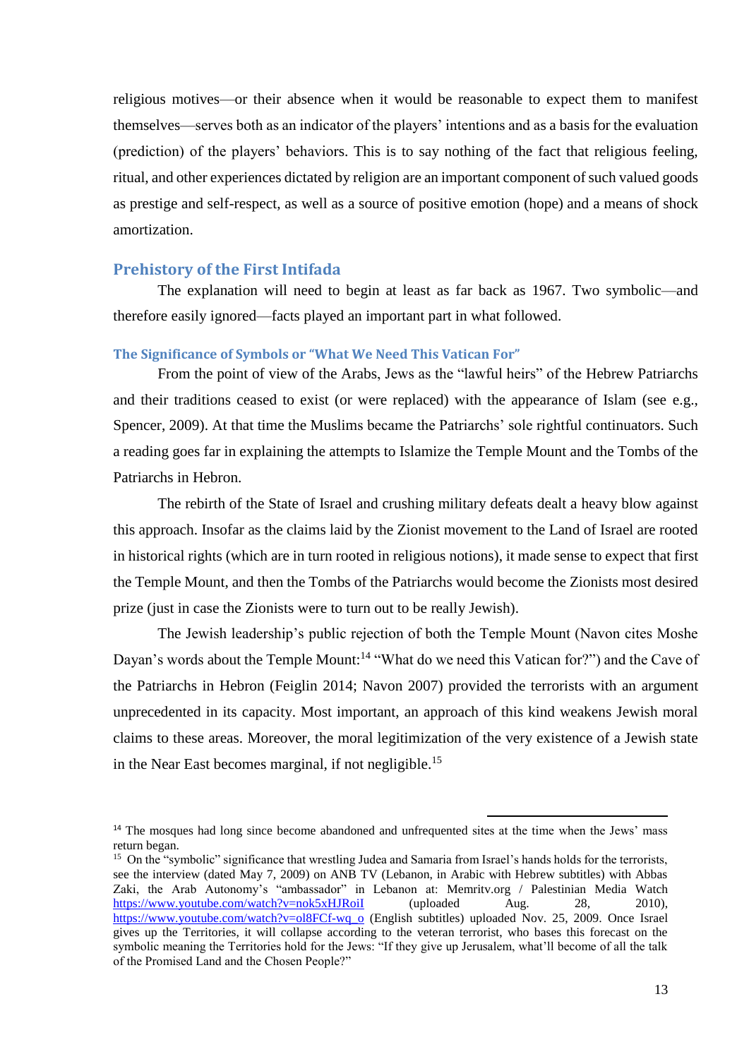religious motives—or their absence when it would be reasonable to expect them to manifest themselves—serves both as an indicator of the players' intentions and as a basis for the evaluation (prediction) of the players' behaviors. This is to say nothing of the fact that religious feeling, ritual, and other experiences dictated by religion are an important component of such valued goods as prestige and self-respect, as well as a source of positive emotion (hope) and a means of shock amortization.

## Prehistory of the First Intifada

The explanation will need to begin at least as far back as 1967. Two symbolic—and therefore easily ignored—facts played an important part in what followed.

### The Significance of Symbols or "What We Need This Vatican For"

From the point of view of the Arabs, Jews as the "lawful heirs" of the Hebrew Patriarchs and their traditions ceased to exist (or were replaced) with the appearance of Islam (see e.g., Spencer, 2009). At that time the Muslims became the Patriarchs' sole rightful continuators. Such a reading goes far in explaining the attempts to Islamize the Temple Mount and the Tombs of the Patriarchs in Hebron.

The rebirth of the State of Israel and crushing military defeats dealt a heavy blow against this approach. Insofar as the claims laid by the Zionist movement to the Land of Israel are rooted in historical rights (which are in turn rooted in religious notions), it made sense to expect that first the Temple Mount, and then the Tombs of the Patriarchs would become the Zionists most desired prize (just in case the Zionists were to turn out to be really Jewish).

The Jewish leadership's public rejection of both the Temple Mount (Navon cites Moshe Dayan's words about the Temple Mount:[14] "What do we need this Vatican for?") and the Cave of the Patriarchs in Hebron (Feiglin 2014; Navon 2007) provided the terrorists with an argument unprecedented in its capacity. Most important, an approach of this kind weakens Jewish moral claims to these areas. Moreover, the moral legitimization of the very existence of a Jewish state in the Near East becomes marginal, if not negligible.[15]

---

[14] The mosques had long since become abandoned and unfrequented sites at the time when the Jews' mass return began.

[15] On the "symbolic" significance that wrestling Judea and Samaria from Israel's hands holds for the terrorists, see the interview (dated May 7, 2009) on ANB TV (Lebanon, in Arabic with Hebrew subtitles) with Abbas Zaki, the Arab Autonomy's "ambassador" in Lebanon at: Memritv.org / Palestinian Media Watch https://www.youtube.com/watch?v=nok5xHJRoiI (uploaded Aug. 28, 2010), https://www.youtube.com/watch?v=ol8FCf-wq_o (English subtitles) uploaded Nov. 25, 2009. Once Israel gives up the Territories, it will collapse according to the veteran terrorist, who bases this forecast on the symbolic meaning the Territories hold for the Jews: "If they give up Jerusalem, what'll become of all the talk of the Promised Land and the Chosen People?"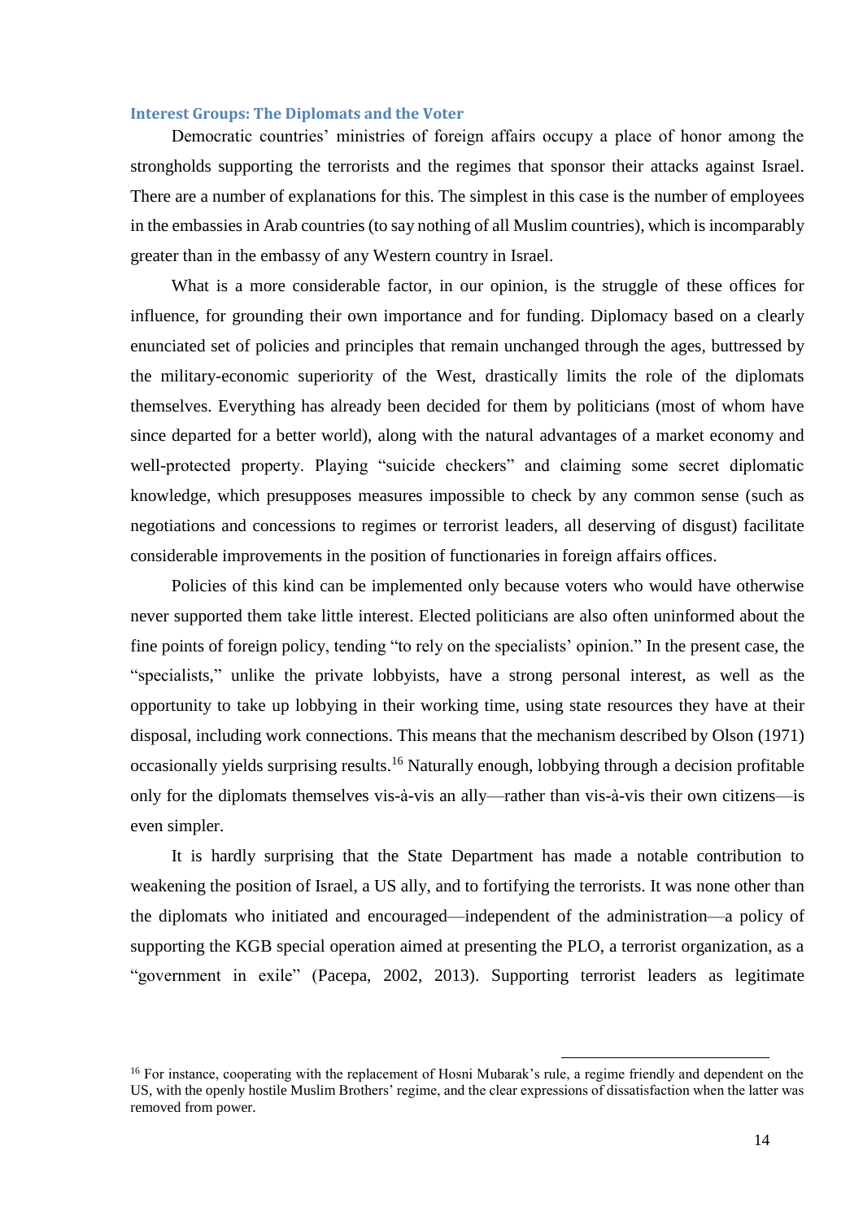### Interest Groups: The Diplomats and the Voter

Democratic countries' ministries of foreign affairs occupy a place of honor among the strongholds supporting the terrorists and the regimes that sponsor their attacks against Israel. There are a number of explanations for this. The simplest in this case is the number of employees in the embassies in Arab countries (to say nothing of all Muslim countries), which is incomparably greater than in the embassy of any Western country in Israel.

What is a more considerable factor, in our opinion, is the struggle of these offices for influence, for grounding their own importance and for funding. Diplomacy based on a clearly enunciated set of policies and principles that remain unchanged through the ages, buttressed by the military-economic superiority of the West, drastically limits the role of the diplomats themselves. Everything has already been decided for them by politicians (most of whom have since departed for a better world), along with the natural advantages of a market economy and well-protected property. Playing "suicide checkers" and claiming some secret diplomatic knowledge, which presupposes measures impossible to check by any common sense (such as negotiations and concessions to regimes or terrorist leaders, all deserving of disgust) facilitate considerable improvements in the position of functionaries in foreign affairs offices.

Policies of this kind can be implemented only because voters who would have otherwise never supported them take little interest. Elected politicians are also often uninformed about the fine points of foreign policy, tending "to rely on the specialists' opinion." In the present case, the "specialists," unlike the private lobbyists, have a strong personal interest, as well as the opportunity to take up lobbying in their working time, using state resources they have at their disposal, including work connections. This means that the mechanism described by Olson (1971) occasionally yields surprising results.[16] Naturally enough, lobbying through a decision profitable only for the diplomats themselves vis-à-vis an ally—rather than vis-à-vis their own citizens—is even simpler.

It is hardly surprising that the State Department has made a notable contribution to weakening the position of Israel, a US ally, and to fortifying the terrorists. It was none other than the diplomats who initiated and encouraged—independent of the administration—a policy of supporting the KGB special operation aimed at presenting the PLO, a terrorist organization, as a "government in exile" (Pacepa, 2002, 2013). Supporting terrorist leaders as legitimate

---

[16] For instance, cooperating with the replacement of Hosni Mubarak's rule, a regime friendly and dependent on the US, with the openly hostile Muslim Brothers' regime, and the clear expressions of dissatisfaction when the latter was removed from power.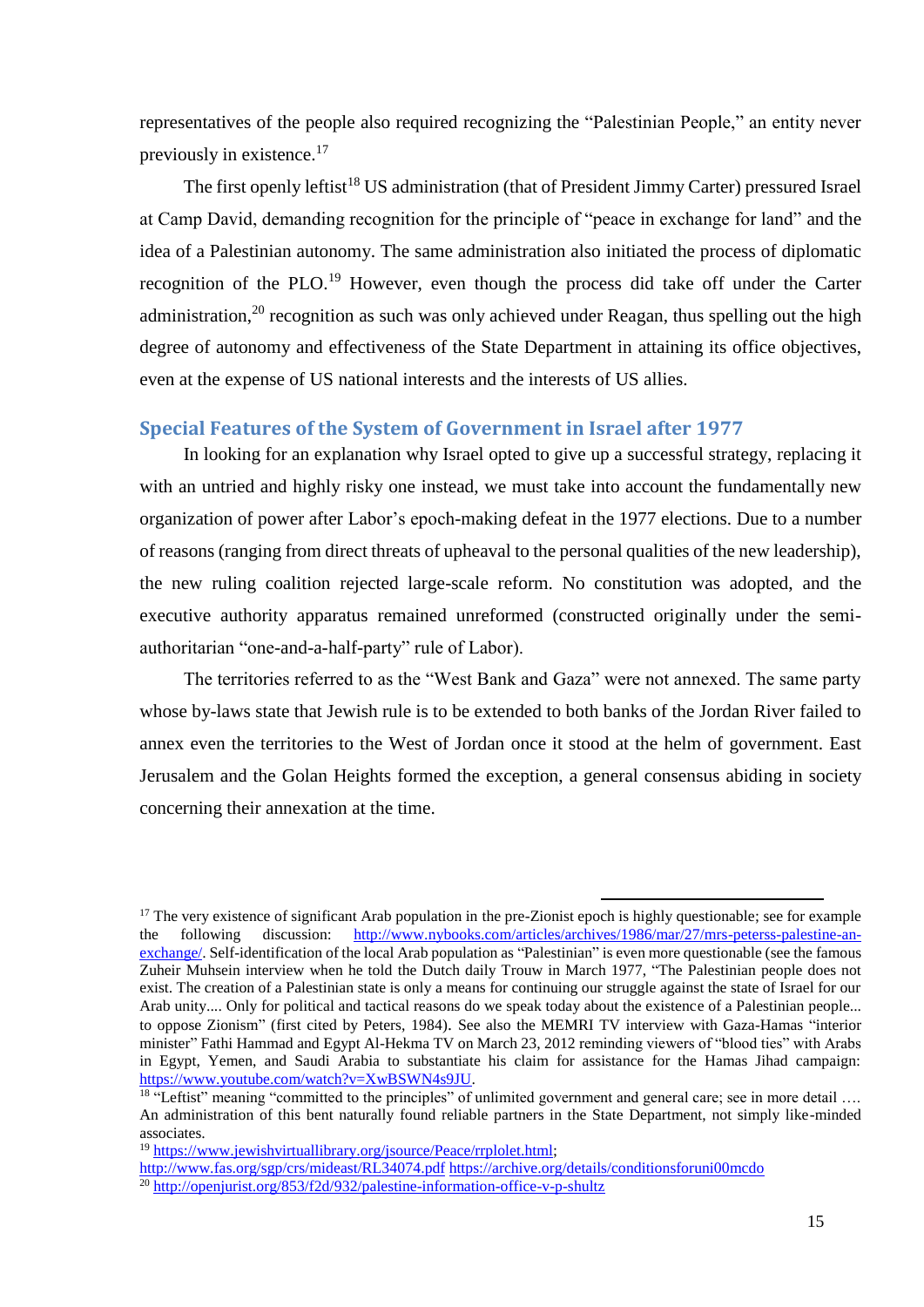representatives of the people also required recognizing the "Palestinian People," an entity never previously in existence.[17]

The first openly leftist[18] US administration (that of President Jimmy Carter) pressured Israel at Camp David, demanding recognition for the principle of "peace in exchange for land" and the idea of a Palestinian autonomy. The same administration also initiated the process of diplomatic recognition of the PLO.[19] However, even though the process did take off under the Carter administration,[20] recognition as such was only achieved under Reagan, thus spelling out the high degree of autonomy and effectiveness of the State Department in attaining its office objectives, even at the expense of US national interests and the interests of US allies.

## Special Features of the System of Government in Israel after 1977

In looking for an explanation why Israel opted to give up a successful strategy, replacing it with an untried and highly risky one instead, we must take into account the fundamentally new organization of power after Labor's epoch-making defeat in the 1977 elections. Due to a number of reasons (ranging from direct threats of upheaval to the personal qualities of the new leadership), the new ruling coalition rejected large-scale reform. No constitution was adopted, and the executive authority apparatus remained unreformed (constructed originally under the semi-authoritarian "one-and-a-half-party" rule of Labor).

The territories referred to as the "West Bank and Gaza" were not annexed. The same party whose by-laws state that Jewish rule is to be extended to both banks of the Jordan River failed to annex even the territories to the West of Jordan once it stood at the helm of government. East Jerusalem and the Golan Heights formed the exception, a general consensus abiding in society concerning their annexation at the time.

---

[17] The very existence of significant Arab population in the pre-Zionist epoch is highly questionable; see for example the following discussion: http://www.nybooks.com/articles/archives/1986/mar/27/mrs-peterss-palestine-an-exchange/. Self-identification of the local Arab population as "Palestinian" is even more questionable (see the famous Zuheir Muhsein interview when he told the Dutch daily Trouw in March 1977, "The Palestinian people does not exist. The creation of a Palestinian state is only a means for continuing our struggle against the state of Israel for our Arab unity.... Only for political and tactical reasons do we speak today about the existence of a Palestinian people... to oppose Zionism" (first cited by Peters, 1984). See also the MEMRI TV interview with Gaza-Hamas "interior minister" Fathi Hammad and Egypt Al-Hekma TV on March 23, 2012 reminding viewers of "blood ties" with Arabs in Egypt, Yemen, and Saudi Arabia to substantiate his claim for assistance for the Hamas Jihad campaign: https://www.youtube.com/watch?v=XwBSWN4s9JU.

[18] "Leftist" meaning "committed to the principles" of unlimited government and general care; see in more detail …. An administration of this bent naturally found reliable partners in the State Department, not simply like-minded associates.

[19] https://www.jewishvirtuallibrary.org/jsource/Peace/rrplolet.html; http://www.fas.org/sgp/crs/mideast/RL34074.pdf https://archive.org/details/conditionsforuni00mcdo

[20] http://openjurist.org/853/f2d/932/palestine-information-office-v-p-shultz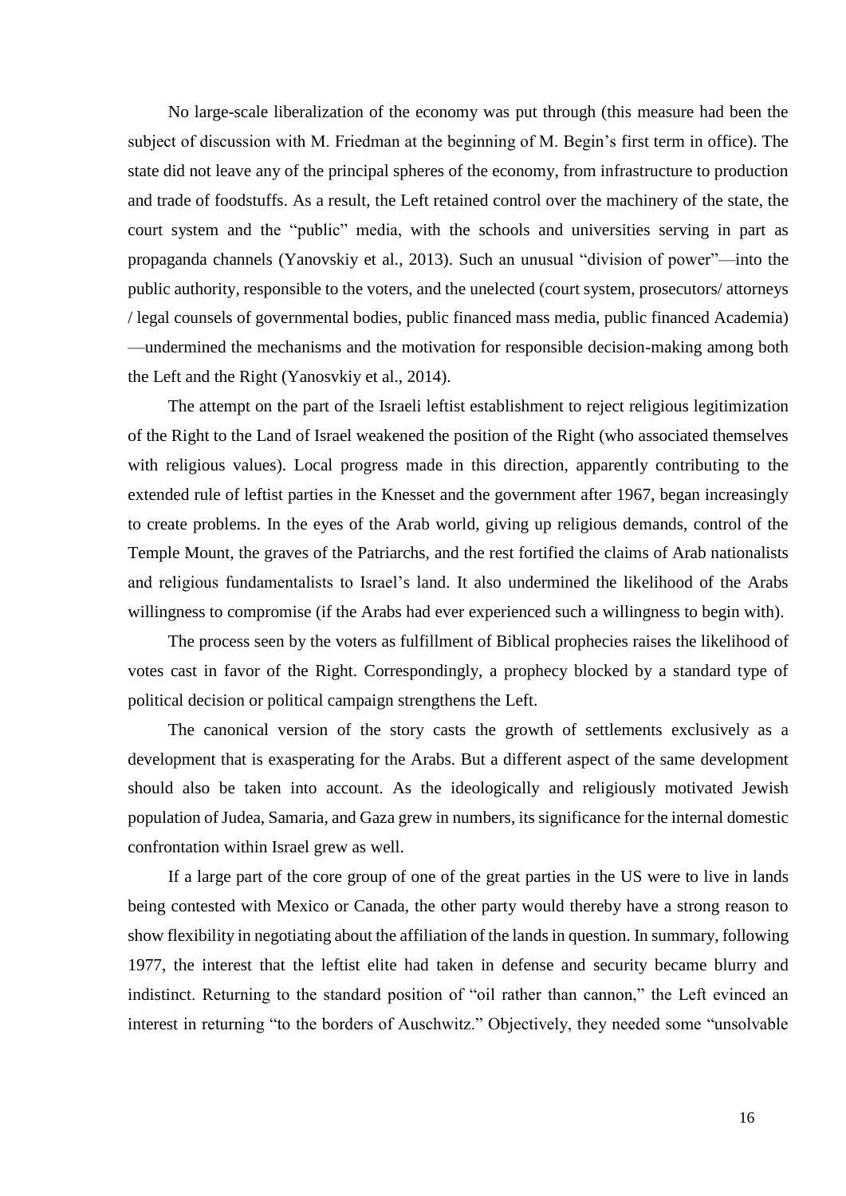No large-scale liberalization of the economy was put through (this measure had been the subject of discussion with M. Friedman at the beginning of M. Begin's first term in office). The state did not leave any of the principal spheres of the economy, from infrastructure to production and trade of foodstuffs. As a result, the Left retained control over the machinery of the state, the court system and the "public" media, with the schools and universities serving in part as propaganda channels (Yanovskiy et al., 2013). Such an unusual "division of power"—into the public authority, responsible to the voters, and the unelected (court system, prosecutors/ attorneys / legal counsels of governmental bodies, public financed mass media, public financed Academia) —undermined the mechanisms and the motivation for responsible decision-making among both the Left and the Right (Yanosvkiy et al., 2014).

The attempt on the part of the Israeli leftist establishment to reject religious legitimization of the Right to the Land of Israel weakened the position of the Right (who associated themselves with religious values). Local progress made in this direction, apparently contributing to the extended rule of leftist parties in the Knesset and the government after 1967, began increasingly to create problems. In the eyes of the Arab world, giving up religious demands, control of the Temple Mount, the graves of the Patriarchs, and the rest fortified the claims of Arab nationalists and religious fundamentalists to Israel's land. It also undermined the likelihood of the Arabs willingness to compromise (if the Arabs had ever experienced such a willingness to begin with).

The process seen by the voters as fulfillment of Biblical prophecies raises the likelihood of votes cast in favor of the Right. Correspondingly, a prophecy blocked by a standard type of political decision or political campaign strengthens the Left.

The canonical version of the story casts the growth of settlements exclusively as a development that is exasperating for the Arabs. But a different aspect of the same development should also be taken into account. As the ideologically and religiously motivated Jewish population of Judea, Samaria, and Gaza grew in numbers, its significance for the internal domestic confrontation within Israel grew as well.

If a large part of the core group of one of the great parties in the US were to live in lands being contested with Mexico or Canada, the other party would thereby have a strong reason to show flexibility in negotiating about the affiliation of the lands in question. In summary, following 1977, the interest that the leftist elite had taken in defense and security became blurry and indistinct. Returning to the standard position of "oil rather than cannon," the Left evinced an interest in returning "to the borders of Auschwitz." Objectively, they needed some "unsolvable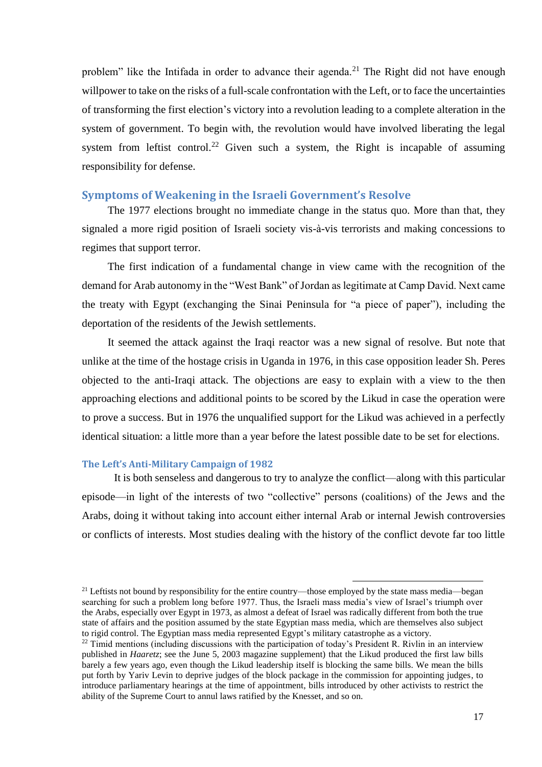problem" like the Intifada in order to advance their agenda.[21] The Right did not have enough willpower to take on the risks of a full-scale confrontation with the Left, or to face the uncertainties of transforming the first election's victory into a revolution leading to a complete alteration in the system of government. To begin with, the revolution would have involved liberating the legal system from leftist control.[22] Given such a system, the Right is incapable of assuming responsibility for defense.

## Symptoms of Weakening in the Israeli Government's Resolve

The 1977 elections brought no immediate change in the status quo. More than that, they signaled a more rigid position of Israeli society vis-à-vis terrorists and making concessions to regimes that support terror.

The first indication of a fundamental change in view came with the recognition of the demand for Arab autonomy in the "West Bank" of Jordan as legitimate at Camp David. Next came the treaty with Egypt (exchanging the Sinai Peninsula for "a piece of paper"), including the deportation of the residents of the Jewish settlements.

It seemed the attack against the Iraqi reactor was a new signal of resolve. But note that unlike at the time of the hostage crisis in Uganda in 1976, in this case opposition leader Sh. Peres objected to the anti-Iraqi attack. The objections are easy to explain with a view to the then approaching elections and additional points to be scored by the Likud in case the operation were to prove a success. But in 1976 the unqualified support for the Likud was achieved in a perfectly identical situation: a little more than a year before the latest possible date to be set for elections.

### The Left's Anti-Military Campaign of 1982

It is both senseless and dangerous to try to analyze the conflict—along with this particular episode—in light of the interests of two "collective" persons (coalitions) of the Jews and the Arabs, doing it without taking into account either internal Arab or internal Jewish controversies or conflicts of interests. Most studies dealing with the history of the conflict devote far too little

---

[21] Leftists not bound by responsibility for the entire country—those employed by the state mass media—began searching for such a problem long before 1977. Thus, the Israeli mass media's view of Israel's triumph over the Arabs, especially over Egypt in 1973, as almost a defeat of Israel was radically different from both the true state of affairs and the position assumed by the state Egyptian mass media, which are themselves also subject to rigid control. The Egyptian mass media represented Egypt's military catastrophe as a victory.

[22] Timid mentions (including discussions with the participation of today's President R. Rivlin in an interview published in *Haaretz*; see the June 5, 2003 magazine supplement) that the Likud produced the first law bills barely a few years ago, even though the Likud leadership itself is blocking the same bills. We mean the bills put forth by Yariv Levin to deprive judges of the block package in the commission for appointing judges, to introduce parliamentary hearings at the time of appointment, bills introduced by other activists to restrict the ability of the Supreme Court to annul laws ratified by the Knesset, and so on.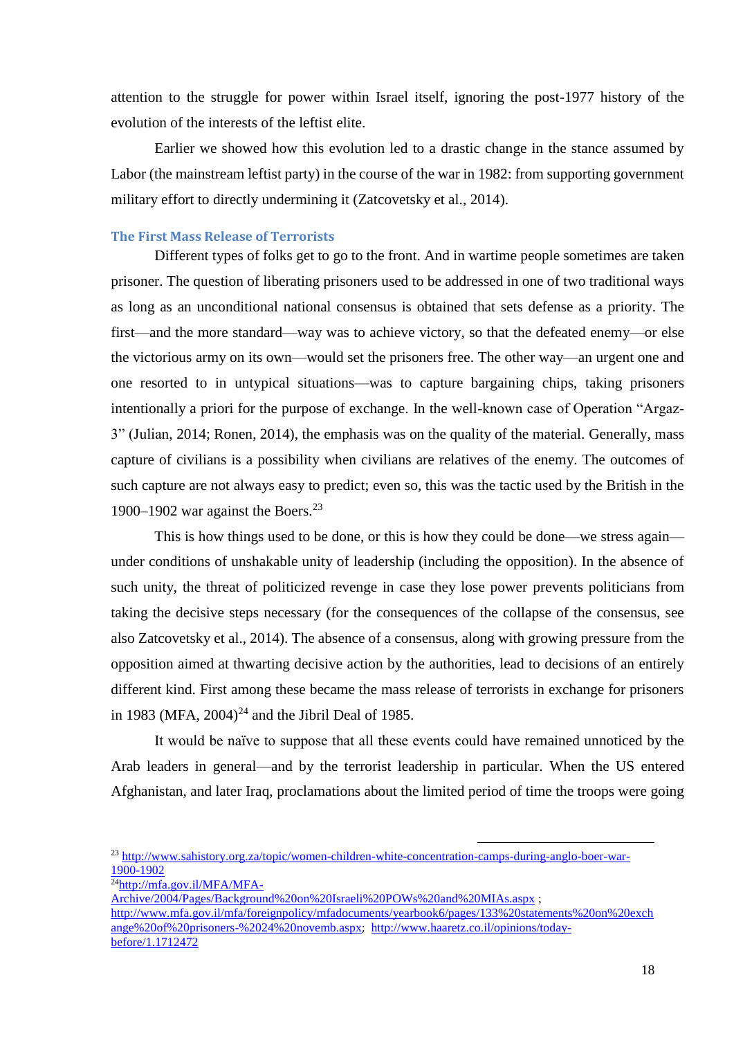attention to the struggle for power within Israel itself, ignoring the post-1977 history of the evolution of the interests of the leftist elite.

Earlier we showed how this evolution led to a drastic change in the stance assumed by Labor (the mainstream leftist party) in the course of the war in 1982: from supporting government military effort to directly undermining it (Zatcovetsky et al., 2014).

### The First Mass Release of Terrorists

Different types of folks get to go to the front. And in wartime people sometimes are taken prisoner. The question of liberating prisoners used to be addressed in one of two traditional ways as long as an unconditional national consensus is obtained that sets defense as a priority. The first—and the more standard—way was to achieve victory, so that the defeated enemy—or else the victorious army on its own—would set the prisoners free. The other way—an urgent one and one resorted to in untypical situations—was to capture bargaining chips, taking prisoners intentionally a priori for the purpose of exchange. In the well-known case of Operation "Argaz-3" (Julian, 2014; Ronen, 2014), the emphasis was on the quality of the material. Generally, mass capture of civilians is a possibility when civilians are relatives of the enemy. The outcomes of such capture are not always easy to predict; even so, this was the tactic used by the British in the 1900–1902 war against the Boers.[23]

This is how things used to be done, or this is how they could be done—we stress again—under conditions of unshakable unity of leadership (including the opposition). In the absence of such unity, the threat of politicized revenge in case they lose power prevents politicians from taking the decisive steps necessary (for the consequences of the collapse of the consensus, see also Zatcovetsky et al., 2014). The absence of a consensus, along with growing pressure from the opposition aimed at thwarting decisive action by the authorities, lead to decisions of an entirely different kind. First among these became the mass release of terrorists in exchange for prisoners in 1983 (MFA, 2004)[24] and the Jibril Deal of 1985.

It would be naïve to suppose that all these events could have remained unnoticed by the Arab leaders in general—and by the terrorist leadership in particular. When the US entered Afghanistan, and later Iraq, proclamations about the limited period of time the troops were going

---

[23] http://www.sahistory.org.za/topic/women-children-white-concentration-camps-during-anglo-boer-war-1900-1902

[24] http://mfa.gov.il/MFA/MFA-Archive/2004/Pages/Background%20on%20Israeli%20POWs%20and%20MIAs.aspx ; http://www.mfa.gov.il/mfa/foreignpolicy/mfadocuments/yearbook6/pages/133%20statements%20on%20exchange%20of%20prisoners-%2024%20novemb.aspx; http://www.haaretz.co.il/opinions/today-before/1.1712472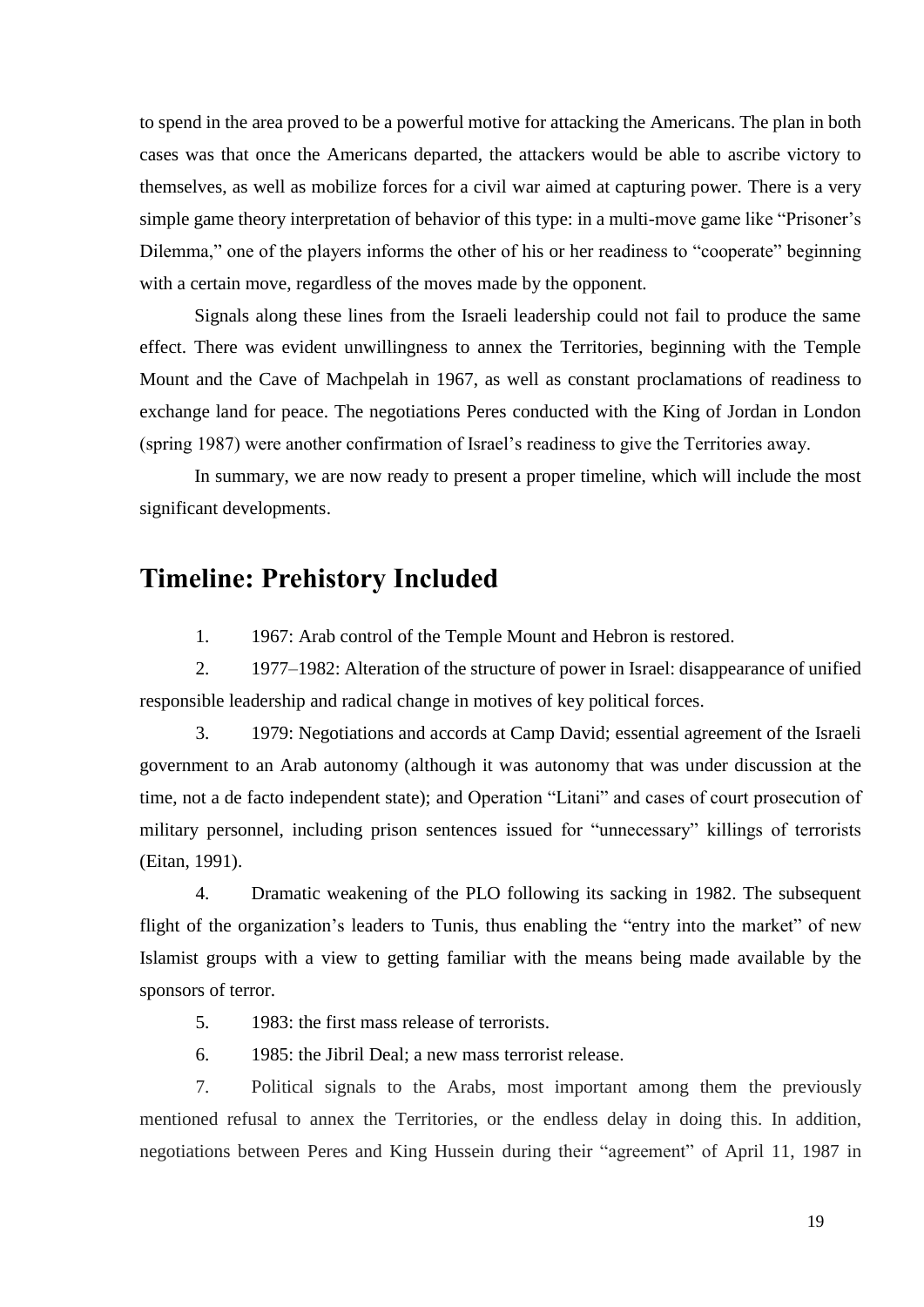to spend in the area proved to be a powerful motive for attacking the Americans. The plan in both cases was that once the Americans departed, the attackers would be able to ascribe victory to themselves, as well as mobilize forces for a civil war aimed at capturing power. There is a very simple game theory interpretation of behavior of this type: in a multi-move game like "Prisoner's Dilemma," one of the players informs the other of his or her readiness to "cooperate" beginning with a certain move, regardless of the moves made by the opponent.

Signals along these lines from the Israeli leadership could not fail to produce the same effect. There was evident unwillingness to annex the Territories, beginning with the Temple Mount and the Cave of Machpelah in 1967, as well as constant proclamations of readiness to exchange land for peace. The negotiations Peres conducted with the King of Jordan in London (spring 1987) were another confirmation of Israel's readiness to give the Territories away.

In summary, we are now ready to present a proper timeline, which will include the most significant developments.

## Timeline: Prehistory Included

1. 1967: Arab control of the Temple Mount and Hebron is restored.
2. 1977–1982: Alteration of the structure of power in Israel: disappearance of unified responsible leadership and radical change in motives of key political forces.
3. 1979: Negotiations and accords at Camp David; essential agreement of the Israeli government to an Arab autonomy (although it was autonomy that was under discussion at the time, not a de facto independent state); and Operation "Litani" and cases of court prosecution of military personnel, including prison sentences issued for "unnecessary" killings of terrorists (Eitan, 1991).
4. Dramatic weakening of the PLO following its sacking in 1982. The subsequent flight of the organization's leaders to Tunis, thus enabling the "entry into the market" of new Islamist groups with a view to getting familiar with the means being made available by the sponsors of terror.
5. 1983: the first mass release of terrorists.
6. 1985: the Jibril Deal; a new mass terrorist release.
7. Political signals to the Arabs, most important among them the previously mentioned refusal to annex the Territories, or the endless delay in doing this. In addition, negotiations between Peres and King Hussein during their "agreement" of April 11, 1987 in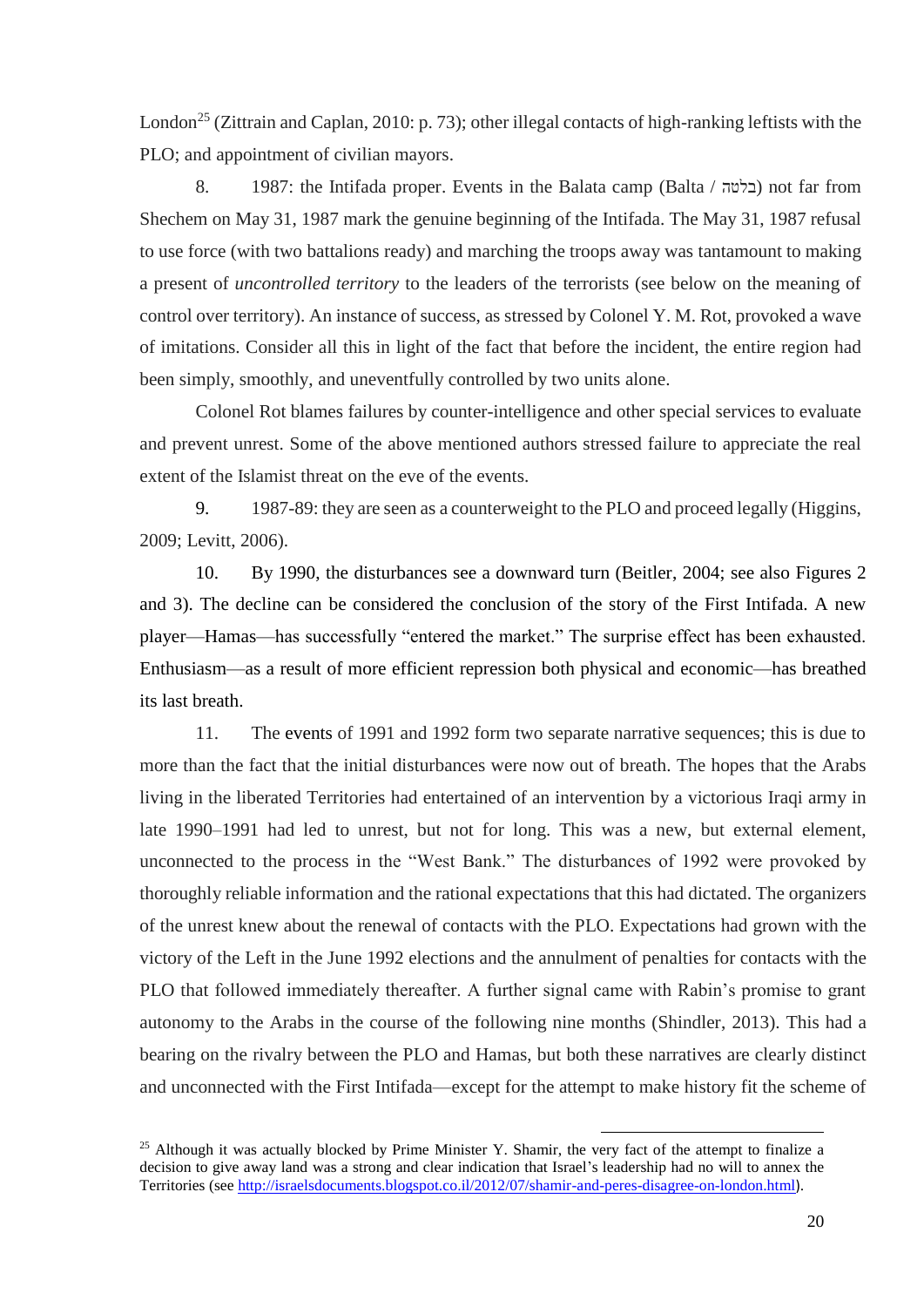London[25] (Zittrain and Caplan, 2010: p. 73); other illegal contacts of high-ranking leftists with the PLO; and appointment of civilian mayors.

8. 1987: the Intifada proper. Events in the Balata camp (Balta / בלטה) not far from Shechem on May 31, 1987 mark the genuine beginning of the Intifada. The May 31, 1987 refusal to use force (with two battalions ready) and marching the troops away was tantamount to making a present of *uncontrolled territory* to the leaders of the terrorists (see below on the meaning of control over territory). An instance of success, as stressed by Colonel Y. M. Rot, provoked a wave of imitations. Consider all this in light of the fact that before the incident, the entire region had been simply, smoothly, and uneventfully controlled by two units alone.

Colonel Rot blames failures by counter-intelligence and other special services to evaluate and prevent unrest. Some of the above mentioned authors stressed failure to appreciate the real extent of the Islamist threat on the eve of the events.

9. 1987-89: they are seen as a counterweight to the PLO and proceed legally (Higgins, 2009; Levitt, 2006).

10. By 1990, the disturbances see a downward turn (Beitler, 2004; see also Figures 2 and 3). The decline can be considered the conclusion of the story of the First Intifada. A new player—Hamas—has successfully "entered the market." The surprise effect has been exhausted. Enthusiasm—as a result of more efficient repression both physical and economic—has breathed its last breath.

11. The events of 1991 and 1992 form two separate narrative sequences; this is due to more than the fact that the initial disturbances were now out of breath. The hopes that the Arabs living in the liberated Territories had entertained of an intervention by a victorious Iraqi army in late 1990–1991 had led to unrest, but not for long. This was a new, but external element, unconnected to the process in the "West Bank." The disturbances of 1992 were provoked by thoroughly reliable information and the rational expectations that this had dictated. The organizers of the unrest knew about the renewal of contacts with the PLO. Expectations had grown with the victory of the Left in the June 1992 elections and the annulment of penalties for contacts with the PLO that followed immediately thereafter. A further signal came with Rabin's promise to grant autonomy to the Arabs in the course of the following nine months (Shindler, 2013). This had a bearing on the rivalry between the PLO and Hamas, but both these narratives are clearly distinct and unconnected with the First Intifada—except for the attempt to make history fit the scheme of

---

[25] Although it was actually blocked by Prime Minister Y. Shamir, the very fact of the attempt to finalize a decision to give away land was a strong and clear indication that Israel's leadership had no will to annex the Territories (see http://israelsdocuments.blogspot.co.il/2012/07/shamir-and-peres-disagree-on-london.html).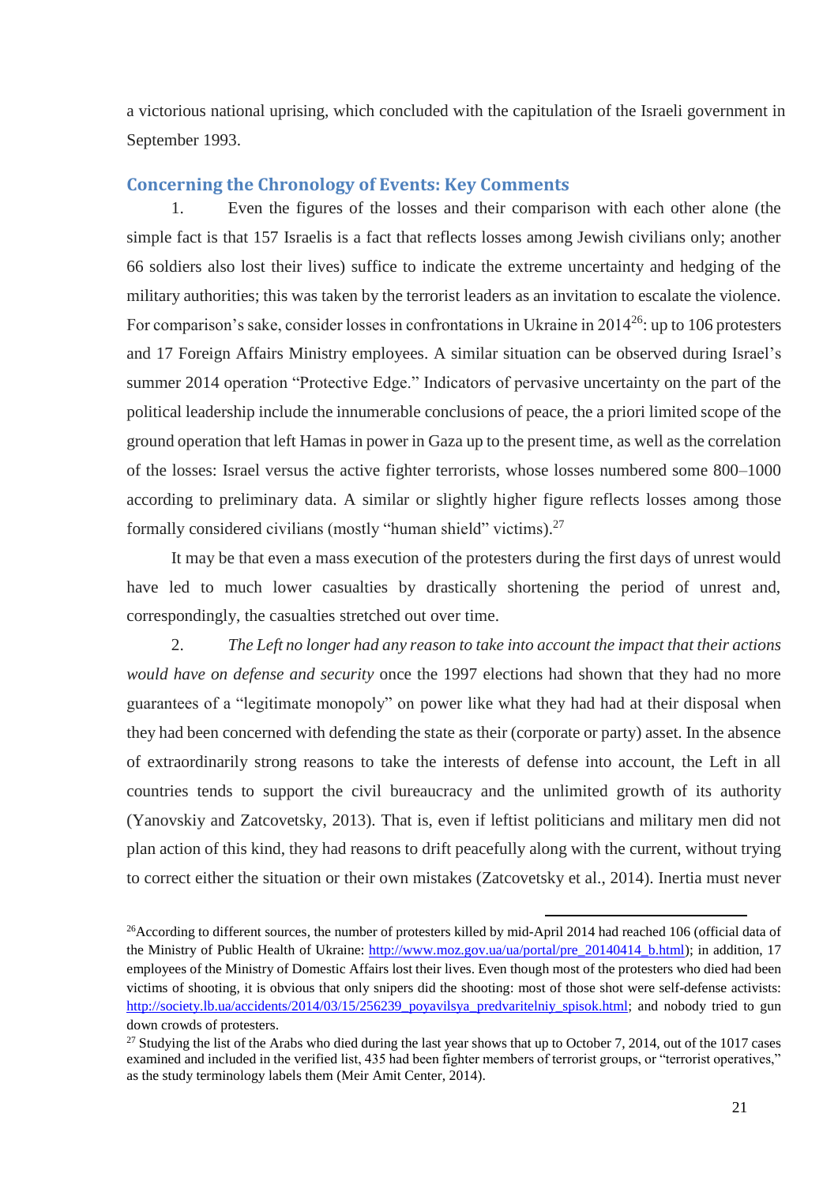a victorious national uprising, which concluded with the capitulation of the Israeli government in September 1993.

## Concerning the Chronology of Events: Key Comments

1. Even the figures of the losses and their comparison with each other alone (the simple fact is that 157 Israelis is a fact that reflects losses among Jewish civilians only; another 66 soldiers also lost their lives) suffice to indicate the extreme uncertainty and hedging of the military authorities; this was taken by the terrorist leaders as an invitation to escalate the violence. For comparison's sake, consider losses in confrontations in Ukraine in 2014[26]: up to 106 protesters and 17 Foreign Affairs Ministry employees. A similar situation can be observed during Israel's summer 2014 operation "Protective Edge." Indicators of pervasive uncertainty on the part of the political leadership include the innumerable conclusions of peace, the a priori limited scope of the ground operation that left Hamas in power in Gaza up to the present time, as well as the correlation of the losses: Israel versus the active fighter terrorists, whose losses numbered some 800–1000 according to preliminary data. A similar or slightly higher figure reflects losses among those formally considered civilians (mostly "human shield" victims).[27]

It may be that even a mass execution of the protesters during the first days of unrest would have led to much lower casualties by drastically shortening the period of unrest and, correspondingly, the casualties stretched out over time.

2. *The Left no longer had any reason to take into account the impact that their actions would have on defense and security* once the 1997 elections had shown that they had no more guarantees of a "legitimate monopoly" on power like what they had had at their disposal when they had been concerned with defending the state as their (corporate or party) asset. In the absence of extraordinarily strong reasons to take the interests of defense into account, the Left in all countries tends to support the civil bureaucracy and the unlimited growth of its authority (Yanovskiy and Zatcovetsky, 2013). That is, even if leftist politicians and military men did not plan action of this kind, they had reasons to drift peacefully along with the current, without trying to correct either the situation or their own mistakes (Zatcovetsky et al., 2014). Inertia must never

---

[26]According to different sources, the number of protesters killed by mid-April 2014 had reached 106 (official data of the Ministry of Public Health of Ukraine: http://www.moz.gov.ua/ua/portal/pre_20140414_b.html); in addition, 17 employees of the Ministry of Domestic Affairs lost their lives. Even though most of the protesters who died had been victims of shooting, it is obvious that only snipers did the shooting: most of those shot were self-defense activists: http://society.lb.ua/accidents/2014/03/15/256239_poyavilsya_predvaritelniy_spisok.html; and nobody tried to gun down crowds of protesters.

[27] Studying the list of the Arabs who died during the last year shows that up to October 7, 2014, out of the 1017 cases examined and included in the verified list, 435 had been fighter members of terrorist groups, or "terrorist operatives," as the study terminology labels them (Meir Amit Center, 2014).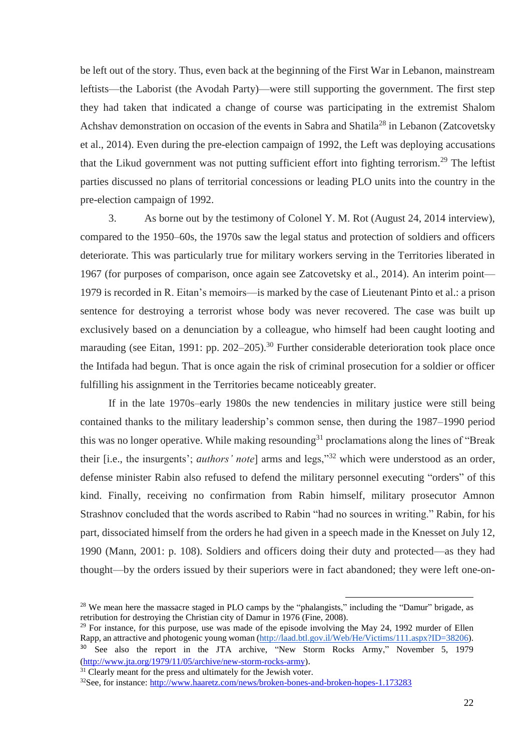be left out of the story. Thus, even back at the beginning of the First War in Lebanon, mainstream leftists—the Laborist (the Avodah Party)—were still supporting the government. The first step they had taken that indicated a change of course was participating in the extremist Shalom Achshav demonstration on occasion of the events in Sabra and Shatila[28] in Lebanon (Zatcovetsky et al., 2014). Even during the pre-election campaign of 1992, the Left was deploying accusations that the Likud government was not putting sufficient effort into fighting terrorism.[29] The leftist parties discussed no plans of territorial concessions or leading PLO units into the country in the pre-election campaign of 1992.

3. As borne out by the testimony of Colonel Y. M. Rot (August 24, 2014 interview), compared to the 1950–60s, the 1970s saw the legal status and protection of soldiers and officers deteriorate. This was particularly true for military workers serving in the Territories liberated in 1967 (for purposes of comparison, once again see Zatcovetsky et al., 2014). An interim point—1979 is recorded in R. Eitan's memoirs—is marked by the case of Lieutenant Pinto et al.: a prison sentence for destroying a terrorist whose body was never recovered. The case was built up exclusively based on a denunciation by a colleague, who himself had been caught looting and marauding (see Eitan, 1991: pp. 202–205).[30] Further considerable deterioration took place once the Intifada had begun. That is once again the risk of criminal prosecution for a soldier or officer fulfilling his assignment in the Territories became noticeably greater.

If in the late 1970s–early 1980s the new tendencies in military justice were still being contained thanks to the military leadership's common sense, then during the 1987–1990 period this was no longer operative. While making resounding[31] proclamations along the lines of "Break their [i.e., the insurgents'; *authors' note*] arms and legs,"[32] which were understood as an order, defense minister Rabin also refused to defend the military personnel executing "orders" of this kind. Finally, receiving no confirmation from Rabin himself, military prosecutor Amnon Strashnov concluded that the words ascribed to Rabin "had no sources in writing." Rabin, for his part, dissociated himself from the orders he had given in a speech made in the Knesset on July 12, 1990 (Mann, 2001: p. 108). Soldiers and officers doing their duty and protected—as they had thought—by the orders issued by their superiors were in fact abandoned; they were left one-on-

---

[28] We mean here the massacre staged in PLO camps by the "phalangists," including the "Damur" brigade, as retribution for destroying the Christian city of Damur in 1976 (Fine, 2008).

[29] For instance, for this purpose, use was made of the episode involving the May 24, 1992 murder of Ellen Rapp, an attractive and photogenic young woman (http://laad.btl.gov.il/Web/He/Victims/111.aspx?ID=38206).

[30] See also the report in the JTA archive, "New Storm Rocks Army," November 5, 1979 (http://www.jta.org/1979/11/05/archive/new-storm-rocks-army).

[31] Clearly meant for the press and ultimately for the Jewish voter.

[32] See, for instance: http://www.haaretz.com/news/broken-bones-and-broken-hopes-1.173283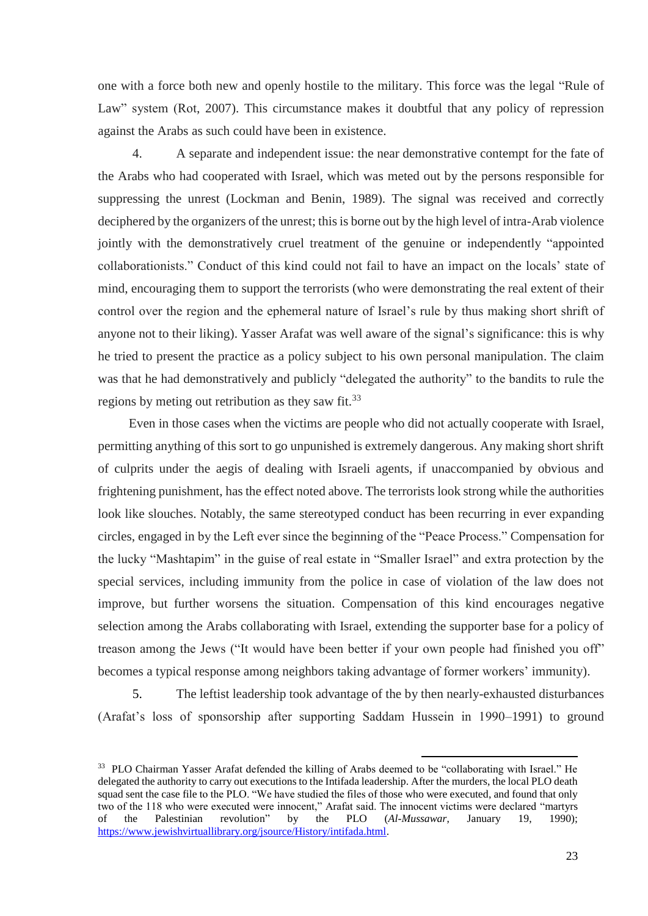one with a force both new and openly hostile to the military. This force was the legal "Rule of Law" system (Rot, 2007). This circumstance makes it doubtful that any policy of repression against the Arabs as such could have been in existence.

4. A separate and independent issue: the near demonstrative contempt for the fate of the Arabs who had cooperated with Israel, which was meted out by the persons responsible for suppressing the unrest (Lockman and Benin, 1989). The signal was received and correctly deciphered by the organizers of the unrest; this is borne out by the high level of intra-Arab violence jointly with the demonstratively cruel treatment of the genuine or independently "appointed collaborationists." Conduct of this kind could not fail to have an impact on the locals' state of mind, encouraging them to support the terrorists (who were demonstrating the real extent of their control over the region and the ephemeral nature of Israel's rule by thus making short shrift of anyone not to their liking). Yasser Arafat was well aware of the signal's significance: this is why he tried to present the practice as a policy subject to his own personal manipulation. The claim was that he had demonstratively and publicly "delegated the authority" to the bandits to rule the regions by meting out retribution as they saw fit.[33]

Even in those cases when the victims are people who did not actually cooperate with Israel, permitting anything of this sort to go unpunished is extremely dangerous. Any making short shrift of culprits under the aegis of dealing with Israeli agents, if unaccompanied by obvious and frightening punishment, has the effect noted above. The terrorists look strong while the authorities look like slouches. Notably, the same stereotyped conduct has been recurring in ever expanding circles, engaged in by the Left ever since the beginning of the "Peace Process." Compensation for the lucky "Mashtapim" in the guise of real estate in "Smaller Israel" and extra protection by the special services, including immunity from the police in case of violation of the law does not improve, but further worsens the situation. Compensation of this kind encourages negative selection among the Arabs collaborating with Israel, extending the supporter base for a policy of treason among the Jews ("It would have been better if your own people had finished you off" becomes a typical response among neighbors taking advantage of former workers' immunity).

5. The leftist leadership took advantage of the by then nearly-exhausted disturbances (Arafat's loss of sponsorship after supporting Saddam Hussein in 1990–1991) to ground

---

[33] PLO Chairman Yasser Arafat defended the killing of Arabs deemed to be "collaborating with Israel." He delegated the authority to carry out executions to the Intifada leadership. After the murders, the local PLO death squad sent the case file to the PLO. "We have studied the files of those who were executed, and found that only two of the 118 who were executed were innocent," Arafat said. The innocent victims were declared "martyrs of the Palestinian revolution" by the PLO (*Al-Mussawar*, January 19, 1990); https://www.jewishvirtuallibrary.org/jsource/History/intifada.html.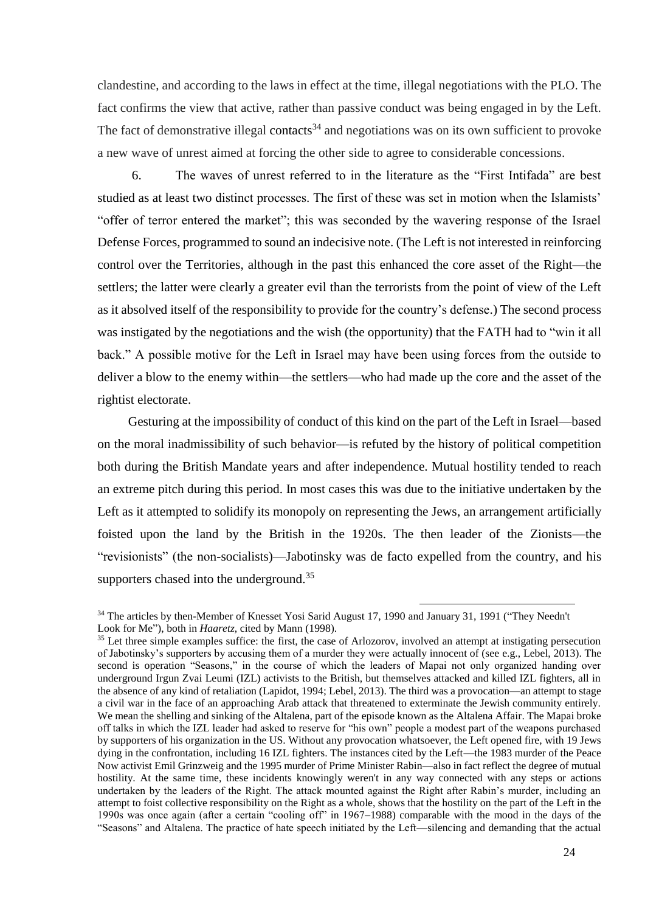clandestine, and according to the laws in effect at the time, illegal negotiations with the PLO. The fact confirms the view that active, rather than passive conduct was being engaged in by the Left. The fact of demonstrative illegal contacts[34] and negotiations was on its own sufficient to provoke a new wave of unrest aimed at forcing the other side to agree to considerable concessions.

6. The waves of unrest referred to in the literature as the "First Intifada" are best studied as at least two distinct processes. The first of these was set in motion when the Islamists' "offer of terror entered the market"; this was seconded by the wavering response of the Israel Defense Forces, programmed to sound an indecisive note. (The Left is not interested in reinforcing control over the Territories, although in the past this enhanced the core asset of the Right—the settlers; the latter were clearly a greater evil than the terrorists from the point of view of the Left as it absolved itself of the responsibility to provide for the country's defense.) The second process was instigated by the negotiations and the wish (the opportunity) that the FATH had to "win it all back." A possible motive for the Left in Israel may have been using forces from the outside to deliver a blow to the enemy within—the settlers—who had made up the core and the asset of the rightist electorate.

Gesturing at the impossibility of conduct of this kind on the part of the Left in Israel—based on the moral inadmissibility of such behavior—is refuted by the history of political competition both during the British Mandate years and after independence. Mutual hostility tended to reach an extreme pitch during this period. In most cases this was due to the initiative undertaken by the Left as it attempted to solidify its monopoly on representing the Jews, an arrangement artificially foisted upon the land by the British in the 1920s. The then leader of the Zionists—the "revisionists" (the non-socialists)—Jabotinsky was de facto expelled from the country, and his supporters chased into the underground.[35]

---

[34] The articles by then-Member of Knesset Yosi Sarid August 17, 1990 and January 31, 1991 ("They Needn't Look for Me"), both in *Haaretz*, cited by Mann (1998).

[35] Let three simple examples suffice: the first, the case of Arlozorov, involved an attempt at instigating persecution of Jabotinsky's supporters by accusing them of a murder they were actually innocent of (see e.g., Lebel, 2013). The second is operation "Seasons," in the course of which the leaders of Mapai not only organized handing over underground Irgun Zvai Leumi (IZL) activists to the British, but themselves attacked and killed IZL fighters, all in the absence of any kind of retaliation (Lapidot, 1994; Lebel, 2013). The third was a provocation—an attempt to stage a civil war in the face of an approaching Arab attack that threatened to exterminate the Jewish community entirely. We mean the shelling and sinking of the Altalena, part of the episode known as the Altalena Affair. The Mapai broke off talks in which the IZL leader had asked to reserve for "his own" people a modest part of the weapons purchased by supporters of his organization in the US. Without any provocation whatsoever, the Left opened fire, with 19 Jews dying in the confrontation, including 16 IZL fighters. The instances cited by the Left—the 1983 murder of the Peace Now activist Emil Grinzweig and the 1995 murder of Prime Minister Rabin—also in fact reflect the degree of mutual hostility. At the same time, these incidents knowingly weren't in any way connected with any steps or actions undertaken by the leaders of the Right. The attack mounted against the Right after Rabin's murder, including an attempt to foist collective responsibility on the Right as a whole, shows that the hostility on the part of the Left in the 1990s was once again (after a certain "cooling off" in 1967–1988) comparable with the mood in the days of the "Seasons" and Altalena. The practice of hate speech initiated by the Left—silencing and demanding that the actual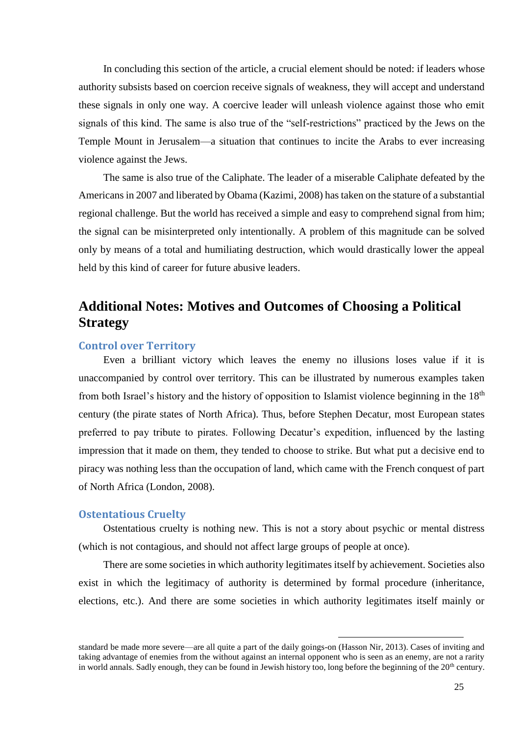In concluding this section of the article, a crucial element should be noted: if leaders whose authority subsists based on coercion receive signals of weakness, they will accept and understand these signals in only one way. A coercive leader will unleash violence against those who emit signals of this kind. The same is also true of the "self-restrictions" practiced by the Jews on the Temple Mount in Jerusalem—a situation that continues to incite the Arabs to ever increasing violence against the Jews.

The same is also true of the Caliphate. The leader of a miserable Caliphate defeated by the Americans in 2007 and liberated by Obama (Kazimi, 2008) has taken on the stature of a substantial regional challenge. But the world has received a simple and easy to comprehend signal from him; the signal can be misinterpreted only intentionally. A problem of this magnitude can be solved only by means of a total and humiliating destruction, which would drastically lower the appeal held by this kind of career for future abusive leaders.

## Additional Notes: Motives and Outcomes of Choosing a Political Strategy

### Control over Territory

Even a brilliant victory which leaves the enemy no illusions loses value if it is unaccompanied by control over territory. This can be illustrated by numerous examples taken from both Israel's history and the history of opposition to Islamist violence beginning in the 18th century (the pirate states of North Africa). Thus, before Stephen Decatur, most European states preferred to pay tribute to pirates. Following Decatur's expedition, influenced by the lasting impression that it made on them, they tended to choose to strike. But what put a decisive end to piracy was nothing less than the occupation of land, which came with the French conquest of part of North Africa (London, 2008).

### Ostentatious Cruelty

Ostentatious cruelty is nothing new. This is not a story about psychic or mental distress (which is not contagious, and should not affect large groups of people at once).

There are some societies in which authority legitimates itself by achievement. Societies also exist in which the legitimacy of authority is determined by formal procedure (inheritance, elections, etc.). And there are some societies in which authority legitimates itself mainly or

---

standard be made more severe—are all quite a part of the daily goings-on (Hasson Nir, 2013). Cases of inviting and taking advantage of enemies from the without against an internal opponent who is seen as an enemy, are not a rarity in world annals. Sadly enough, they can be found in Jewish history too, long before the beginning of the 20th century.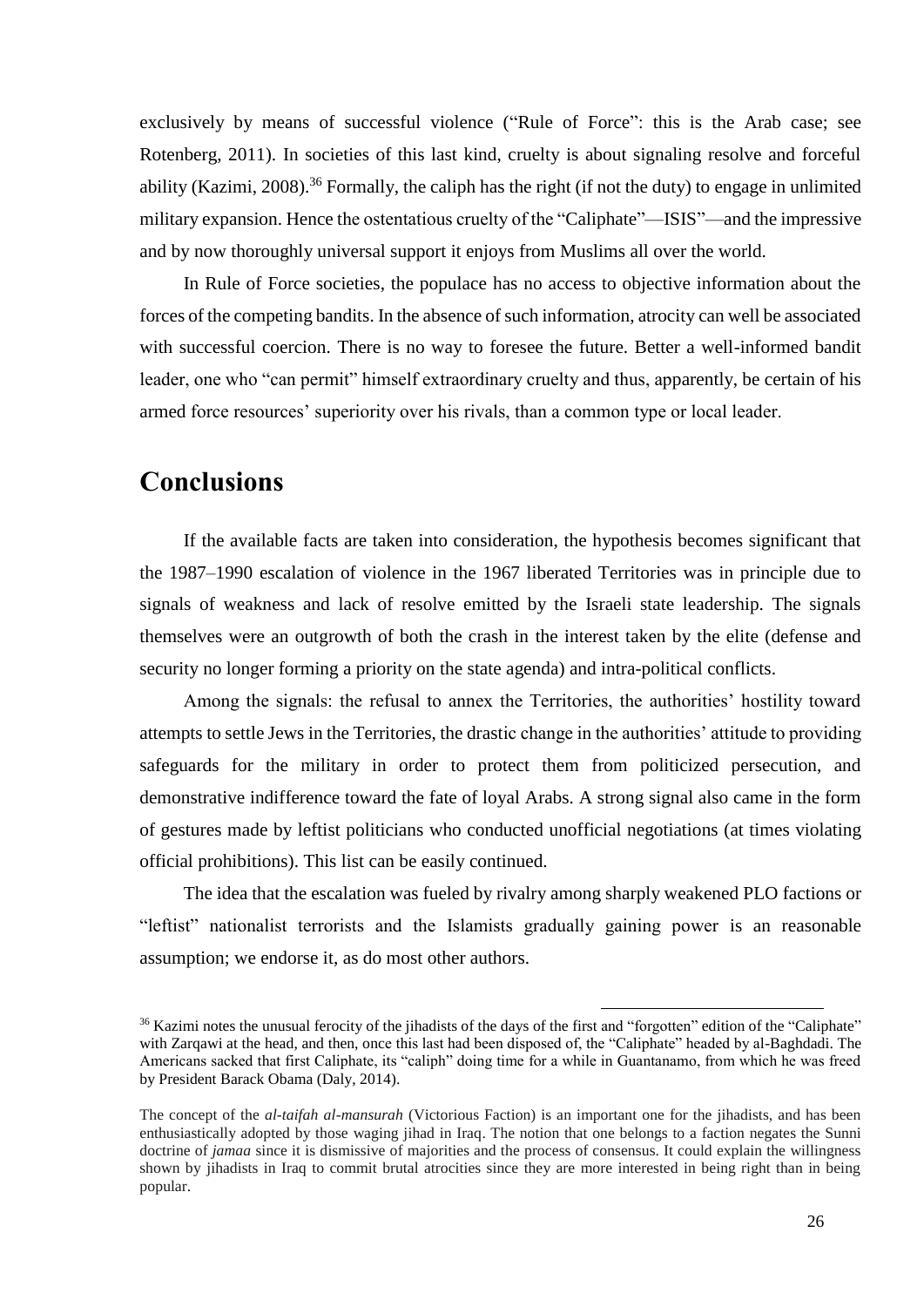exclusively by means of successful violence ("Rule of Force": this is the Arab case; see Rotenberg, 2011). In societies of this last kind, cruelty is about signaling resolve and forceful ability (Kazimi, 2008).[36] Formally, the caliph has the right (if not the duty) to engage in unlimited military expansion. Hence the ostentatious cruelty of the "Caliphate"—ISIS"—and the impressive and by now thoroughly universal support it enjoys from Muslims all over the world.

In Rule of Force societies, the populace has no access to objective information about the forces of the competing bandits. In the absence of such information, atrocity can well be associated with successful coercion. There is no way to foresee the future. Better a well-informed bandit leader, one who "can permit" himself extraordinary cruelty and thus, apparently, be certain of his armed force resources' superiority over his rivals, than a common type or local leader.

## Conclusions

If the available facts are taken into consideration, the hypothesis becomes significant that the 1987–1990 escalation of violence in the 1967 liberated Territories was in principle due to signals of weakness and lack of resolve emitted by the Israeli state leadership. The signals themselves were an outgrowth of both the crash in the interest taken by the elite (defense and security no longer forming a priority on the state agenda) and intra-political conflicts.

Among the signals: the refusal to annex the Territories, the authorities' hostility toward attempts to settle Jews in the Territories, the drastic change in the authorities' attitude to providing safeguards for the military in order to protect them from politicized persecution, and demonstrative indifference toward the fate of loyal Arabs. A strong signal also came in the form of gestures made by leftist politicians who conducted unofficial negotiations (at times violating official prohibitions). This list can be easily continued.

The idea that the escalation was fueled by rivalry among sharply weakened PLO factions or "leftist" nationalist terrorists and the Islamists gradually gaining power is an reasonable assumption; we endorse it, as do most other authors.

---

[36] Kazimi notes the unusual ferocity of the jihadists of the days of the first and "forgotten" edition of the "Caliphate" with Zarqawi at the head, and then, once this last had been disposed of, the "Caliphate" headed by al-Baghdadi. The Americans sacked that first Caliphate, its "caliph" doing time for a while in Guantanamo, from which he was freed by President Barack Obama (Daly, 2014).

The concept of the *al-taifah al-mansurah* (Victorious Faction) is an important one for the jihadists, and has been enthusiastically adopted by those waging jihad in Iraq. The notion that one belongs to a faction negates the Sunni doctrine of *jamaa* since it is dismissive of majorities and the process of consensus. It could explain the willingness shown by jihadists in Iraq to commit brutal atrocities since they are more interested in being right than in being popular.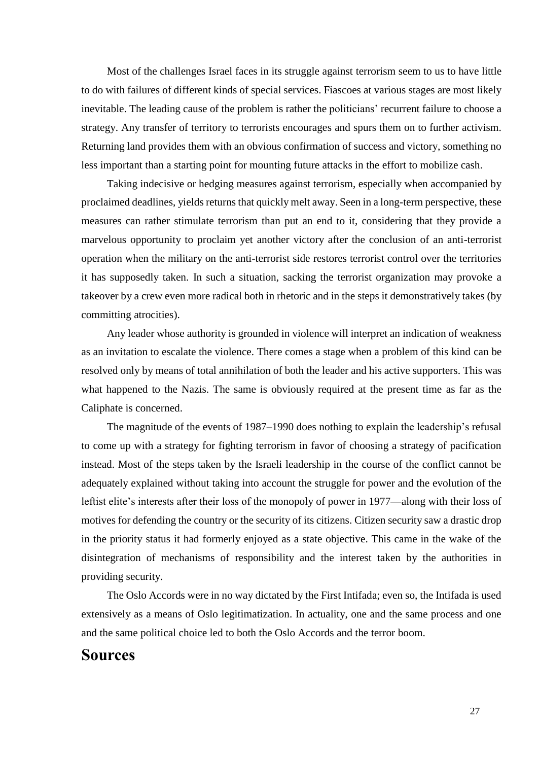Most of the challenges Israel faces in its struggle against terrorism seem to us to have little to do with failures of different kinds of special services. Fiascoes at various stages are most likely inevitable. The leading cause of the problem is rather the politicians' recurrent failure to choose a strategy. Any transfer of territory to terrorists encourages and spurs them on to further activism. Returning land provides them with an obvious confirmation of success and victory, something no less important than a starting point for mounting future attacks in the effort to mobilize cash.

Taking indecisive or hedging measures against terrorism, especially when accompanied by proclaimed deadlines, yields returns that quickly melt away. Seen in a long-term perspective, these measures can rather stimulate terrorism than put an end to it, considering that they provide a marvelous opportunity to proclaim yet another victory after the conclusion of an anti-terrorist operation when the military on the anti-terrorist side restores terrorist control over the territories it has supposedly taken. In such a situation, sacking the terrorist organization may provoke a takeover by a crew even more radical both in rhetoric and in the steps it demonstratively takes (by committing atrocities).

Any leader whose authority is grounded in violence will interpret an indication of weakness as an invitation to escalate the violence. There comes a stage when a problem of this kind can be resolved only by means of total annihilation of both the leader and his active supporters. This was what happened to the Nazis. The same is obviously required at the present time as far as the Caliphate is concerned.

The magnitude of the events of 1987–1990 does nothing to explain the leadership's refusal to come up with a strategy for fighting terrorism in favor of choosing a strategy of pacification instead. Most of the steps taken by the Israeli leadership in the course of the conflict cannot be adequately explained without taking into account the struggle for power and the evolution of the leftist elite's interests after their loss of the monopoly of power in 1977—along with their loss of motives for defending the country or the security of its citizens. Citizen security saw a drastic drop in the priority status it had formerly enjoyed as a state objective. This came in the wake of the disintegration of mechanisms of responsibility and the interest taken by the authorities in providing security.

The Oslo Accords were in no way dictated by the First Intifada; even so, the Intifada is used extensively as a means of Oslo legitimatization. In actuality, one and the same process and one and the same political choice led to both the Oslo Accords and the terror boom.

# Sources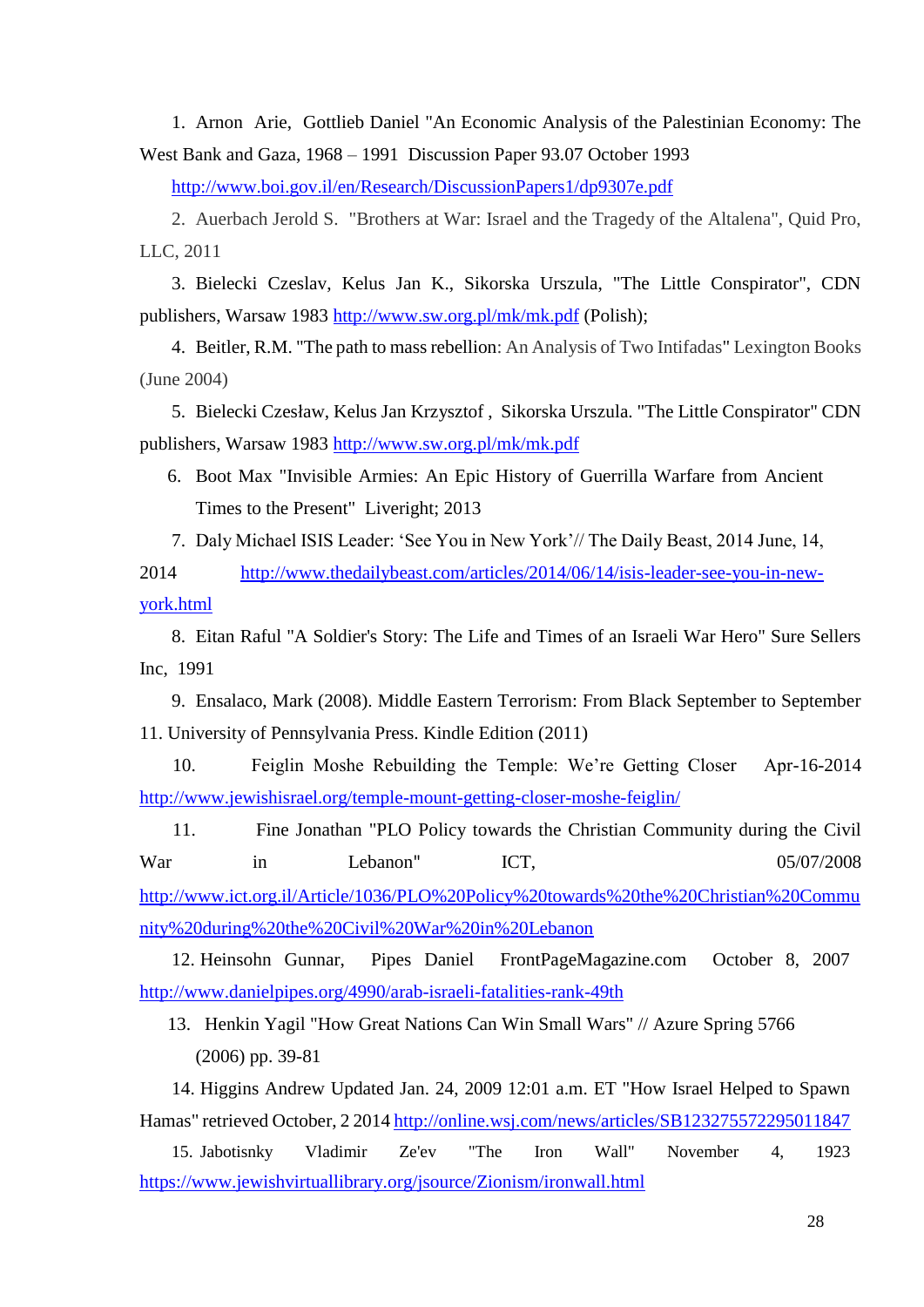1. Arnon Arie, Gottlieb Daniel "An Economic Analysis of the Palestinian Economy: The West Bank and Gaza, 1968 – 1991 Discussion Paper 93.07 October 1993 http://www.boi.gov.il/en/Research/DiscussionPapers1/dp9307e.pdf
2. Auerbach Jerold S. "Brothers at War: Israel and the Tragedy of the Altalena", Quid Pro, LLC, 2011
3. Bielecki Czeslav, Kelus Jan K., Sikorska Urszula, "The Little Conspirator", CDN publishers, Warsaw 1983 http://www.sw.org.pl/mk/mk.pdf (Polish);
4. Beitler, R.M. "The path to mass rebellion: An Analysis of Two Intifadas" Lexington Books (June 2004)
5. Bielecki Czesław, Kelus Jan Krzysztof , Sikorska Urszula. "The Little Conspirator" CDN publishers, Warsaw 1983 http://www.sw.org.pl/mk/mk.pdf
6. Boot Max "Invisible Armies: An Epic History of Guerrilla Warfare from Ancient Times to the Present" Liveright; 2013
7. Daly Michael ISIS Leader: 'See You in New York'// The Daily Beast, 2014 June, 14, 2014 http://www.thedailybeast.com/articles/2014/06/14/isis-leader-see-you-in-new-york.html
8. Eitan Raful "A Soldier's Story: The Life and Times of an Israeli War Hero" Sure Sellers Inc, 1991
9. Ensalaco, Mark (2008). Middle Eastern Terrorism: From Black September to September 11. University of Pennsylvania Press. Kindle Edition (2011)
10. Feiglin Moshe Rebuilding the Temple: We're Getting Closer Apr-16-2014 http://www.jewishisrael.org/temple-mount-getting-closer-moshe-feiglin/
11. Fine Jonathan "PLO Policy towards the Christian Community during the Civil War in Lebanon" ICT, 05/07/2008 http://www.ict.org.il/Article/1036/PLO%20Policy%20towards%20the%20Christian%20Community%20during%20the%20Civil%20War%20in%20Lebanon
12. Heinsohn Gunnar, Pipes Daniel FrontPageMagazine.com October 8, 2007 http://www.danielpipes.org/4990/arab-israeli-fatalities-rank-49th
13. Henkin Yagil "How Great Nations Can Win Small Wars" // Azure Spring 5766 (2006) pp. 39-81
14. Higgins Andrew Updated Jan. 24, 2009 12:01 a.m. ET "How Israel Helped to Spawn Hamas" retrieved October, 2 2014 http://online.wsj.com/news/articles/SB123275572295011847
15. Jabotisnky Vladimir Ze'ev "The Iron Wall" November 4, 1923 https://www.jewishvirtuallibrary.org/jsource/Zionism/ironwall.html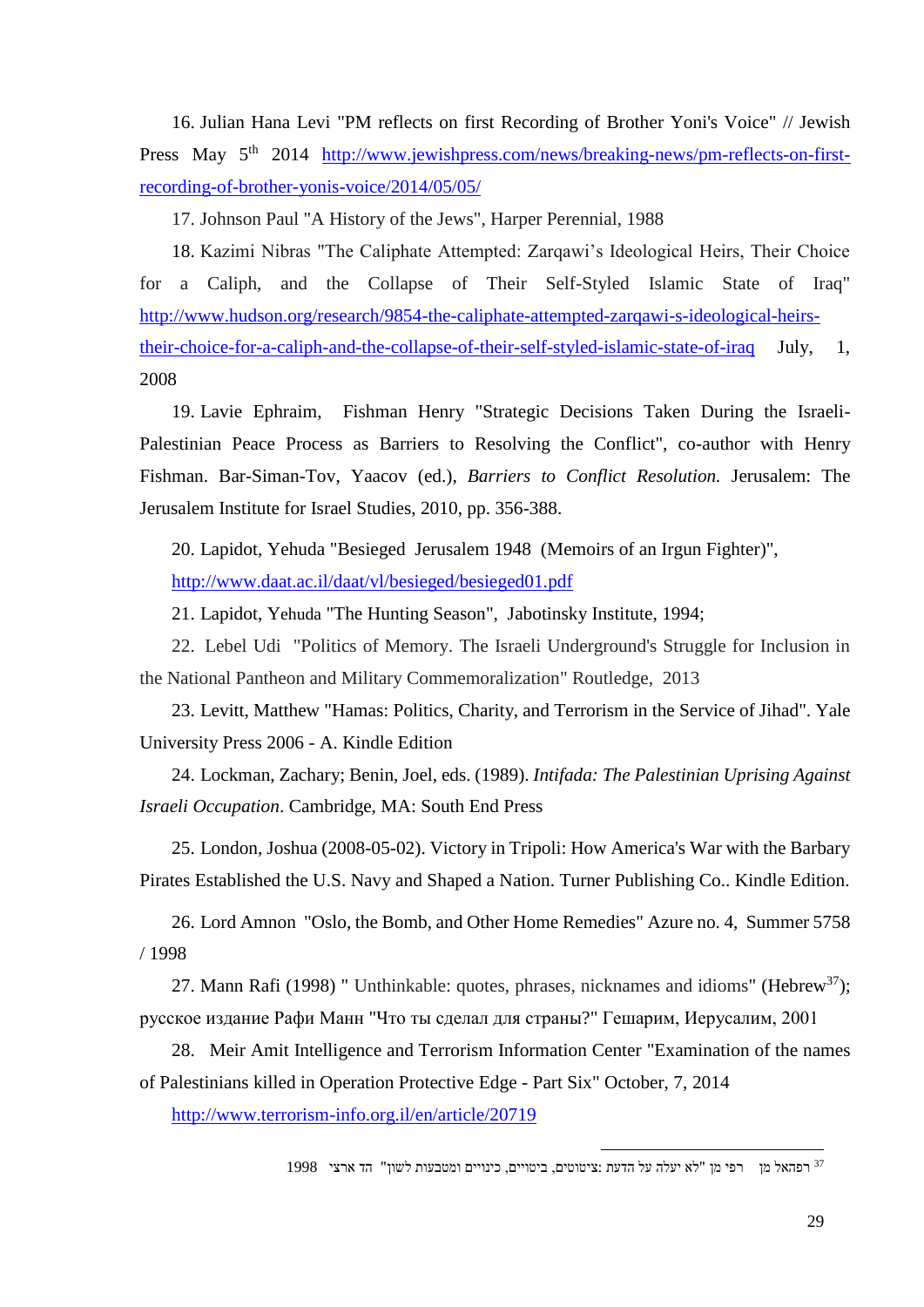16. Julian Hana Levi "PM reflects on first Recording of Brother Yoni's Voice" // Jewish Press May 5th 2014 http://www.jewishpress.com/news/breaking-news/pm-reflects-on-first-recording-of-brother-yonis-voice/2014/05/05/

17. Johnson Paul "A History of the Jews", Harper Perennial, 1988

18. Kazimi Nibras "The Caliphate Attempted: Zarqawi's Ideological Heirs, Their Choice for a Caliph, and the Collapse of Their Self-Styled Islamic State of Iraq" http://www.hudson.org/research/9854-the-caliphate-attempted-zarqawi-s-ideological-heirs-their-choice-for-a-caliph-and-the-collapse-of-their-self-styled-islamic-state-of-iraq July, 1, 2008

19. Lavie Ephraim, Fishman Henry "Strategic Decisions Taken During the Israeli-Palestinian Peace Process as Barriers to Resolving the Conflict", co-author with Henry Fishman. Bar-Siman-Tov, Yaacov (ed.), *Barriers to Conflict Resolution.* Jerusalem: The Jerusalem Institute for Israel Studies, 2010, pp. 356-388.

20. Lapidot, Yehuda "Besieged Jerusalem 1948 (Memoirs of an Irgun Fighter)", http://www.daat.ac.il/daat/vl/besieged/besieged01.pdf

21. Lapidot, Yehuda "The Hunting Season", Jabotinsky Institute, 1994;

22. Lebel Udi "Politics of Memory. The Israeli Underground's Struggle for Inclusion in the National Pantheon and Military Commemoralization" Routledge, 2013

23. Levitt, Matthew "Hamas: Politics, Charity, and Terrorism in the Service of Jihad". Yale University Press 2006 - A. Kindle Edition

24. Lockman, Zachary; Benin, Joel, eds. (1989). *Intifada: The Palestinian Uprising Against Israeli Occupation*. Cambridge, MA: South End Press

25. London, Joshua (2008-05-02). Victory in Tripoli: How America's War with the Barbary Pirates Established the U.S. Navy and Shaped a Nation. Turner Publishing Co.. Kindle Edition.

26. Lord Amnon "Oslo, the Bomb, and Other Home Remedies" Azure no. 4, Summer 5758 / 1998

27. Mann Rafi (1998) " Unthinkable: quotes, phrases, nicknames and idioms" (Hebrew[37]); русское издание Рафи Манн "Что ты сделал для страны?" Гешарим, Иерусалим, 2001

28. Meir Amit Intelligence and Terrorism Information Center "Examination of the names of Palestinians killed in Operation Protective Edge - Part Six" October, 7, 2014

http://www.terrorism-info.org.il/en/article/20719

---

[37] רפהאל מן רפי מן "לא יעלה על הדעת: ציטוטים, ביטויים, כינויים ומטבעות לשון" הד ארצי 1998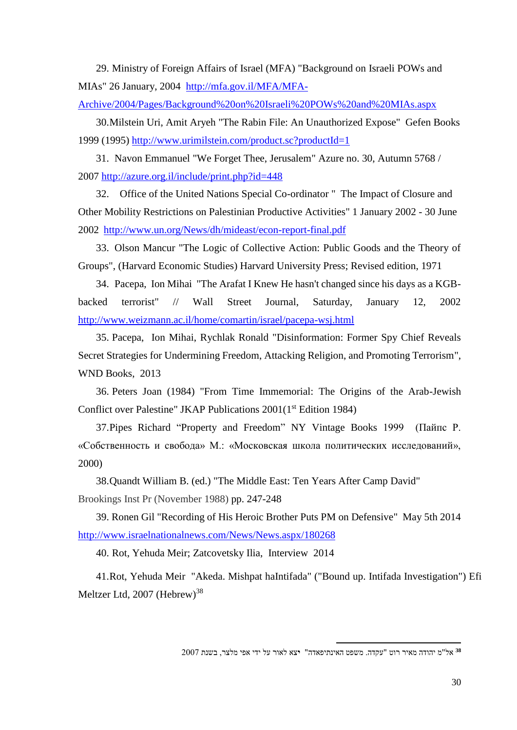29. Ministry of Foreign Affairs of Israel (MFA) "Background on Israeli POWs and MIAs" 26 January, 2004 http://mfa.gov.il/MFA/MFA-Archive/2004/Pages/Background%20on%20Israeli%20POWs%20and%20MIAs.aspx

30.Milstein Uri, Amit Aryeh "The Rabin File: An Unauthorized Expose" Gefen Books 1999 (1995) http://www.urimilstein.com/product.sc?productId=1

31. Navon Emmanuel "We Forget Thee, Jerusalem" Azure no. 30, Autumn 5768 / 2007 http://azure.org.il/include/print.php?id=448

32. Office of the United Nations Special Co-ordinator " The Impact of Closure and Other Mobility Restrictions on Palestinian Productive Activities" 1 January 2002 - 30 June 2002 http://www.un.org/News/dh/mideast/econ-report-final.pdf

33. Olson Mancur "The Logic of Collective Action: Public Goods and the Theory of Groups", (Harvard Economic Studies) Harvard University Press; Revised edition, 1971

34. Pacepa, Ion Mihai "The Arafat I Knew He hasn't changed since his days as a KGB-backed terrorist" // Wall Street Journal, Saturday, January 12, 2002 http://www.weizmann.ac.il/home/comartin/israel/pacepa-wsj.html

35. Pacepa, Ion Mihai, Rychlak Ronald "Disinformation: Former Spy Chief Reveals Secret Strategies for Undermining Freedom, Attacking Religion, and Promoting Terrorism", WND Books, 2013

36. Peters Joan (1984) "From Time Immemorial: The Origins of the Arab-Jewish Conflict over Palestine" JKAP Publications 2001(1st Edition 1984)

37.Pipes Richard “Property and Freedom” NY Vintage Books 1999 (Пайпс Р. «Собственность и свобода» М.: «Московская школа политических исследований», 2000)

38.Quandt William B. (ed.) "The Middle East: Ten Years After Camp David" Brookings Inst Pr (November 1988) pp. 247-248

39. Ronen Gil "Recording of His Heroic Brother Puts PM on Defensive" May 5th 2014 http://www.israelnationalnews.com/News/News.aspx/180268

40. Rot, Yehuda Meir; Zatcovetsky Ilia, Interview 2014

41.Rot, Yehuda Meir "Akeda. Mishpat haIntifada" ("Bound up. Intifada Investigation") Efi Meltzer Ltd, 2007 (Hebrew)[38]

---

[38] אל"מ יהודה מאיר רוט "עקדה. משפט האינתיפאדה" יצא לאור על ידי אפי מלצר, בשנת 2007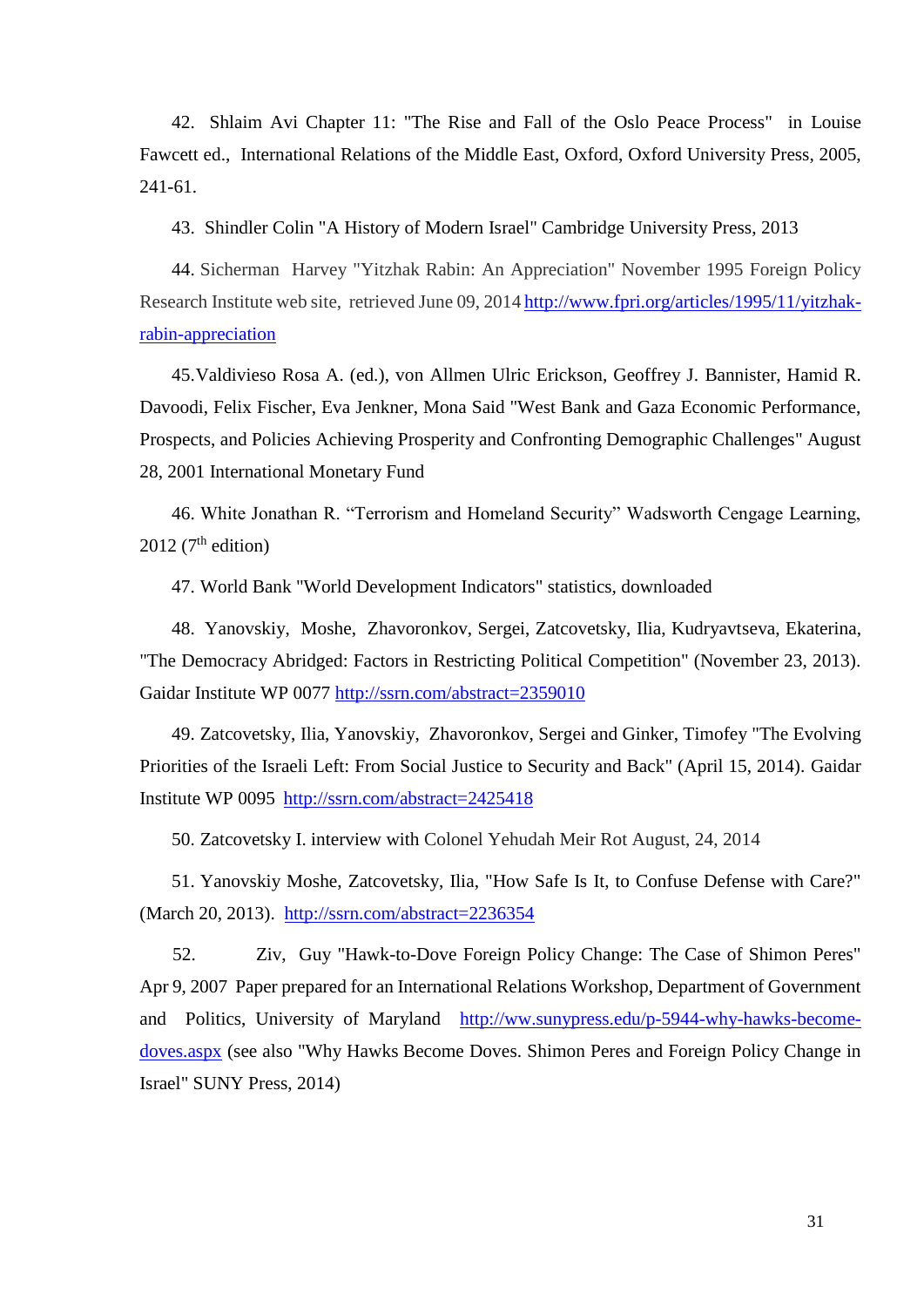42. Shlaim Avi Chapter 11: "The Rise and Fall of the Oslo Peace Process" in Louise Fawcett ed., International Relations of the Middle East, Oxford, Oxford University Press, 2005, 241-61.

43. Shindler Colin "A History of Modern Israel" Cambridge University Press, 2013

44. Sicherman Harvey "Yitzhak Rabin: An Appreciation" November 1995 Foreign Policy Research Institute web site, retrieved June 09, 2014 http://www.fpri.org/articles/1995/11/yitzhak-rabin-appreciation

45. Valdivieso Rosa A. (ed.), von Allmen Ulric Erickson, Geoffrey J. Bannister, Hamid R. Davoodi, Felix Fischer, Eva Jenkner, Mona Said "West Bank and Gaza Economic Performance, Prospects, and Policies Achieving Prosperity and Confronting Demographic Challenges" August 28, 2001 International Monetary Fund

46. White Jonathan R. “Terrorism and Homeland Security” Wadsworth Cengage Learning, 2012 (7th edition)

47. World Bank "World Development Indicators" statistics, downloaded

48. Yanovskiy, Moshe, Zhavoronkov, Sergei, Zatcovetsky, Ilia, Kudryavtseva, Ekaterina, "The Democracy Abridged: Factors in Restricting Political Competition" (November 23, 2013). Gaidar Institute WP 0077 http://ssrn.com/abstract=2359010

49. Zatcovetsky, Ilia, Yanovskiy, Zhavoronkov, Sergei and Ginker, Timofey "The Evolving Priorities of the Israeli Left: From Social Justice to Security and Back" (April 15, 2014). Gaidar Institute WP 0095 http://ssrn.com/abstract=2425418

50. Zatcovetsky I. interview with Colonel Yehudah Meir Rot August, 24, 2014

51. Yanovskiy Moshe, Zatcovetsky, Ilia, "How Safe Is It, to Confuse Defense with Care?" (March 20, 2013). http://ssrn.com/abstract=2236354

52. Ziv, Guy "Hawk-to-Dove Foreign Policy Change: The Case of Shimon Peres" Apr 9, 2007 Paper prepared for an International Relations Workshop, Department of Government and Politics, University of Maryland http://ww.sunypress.edu/p-5944-why-hawks-become-doves.aspx (see also "Why Hawks Become Doves. Shimon Peres and Foreign Policy Change in Israel" SUNY Press, 2014)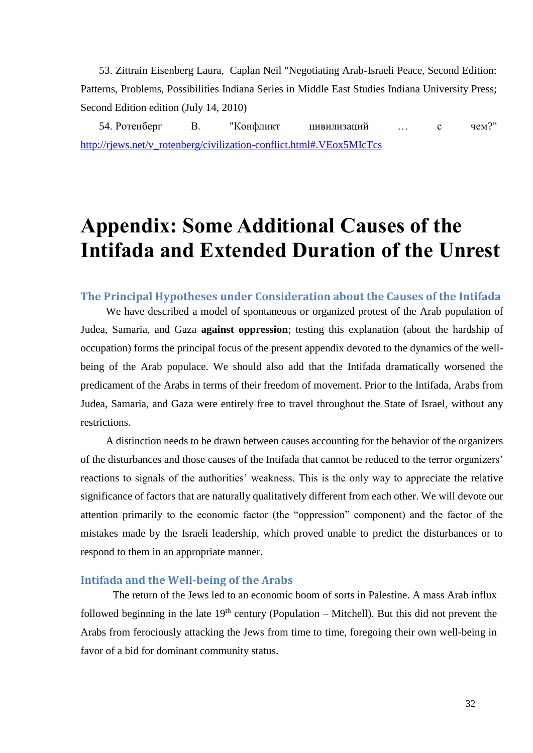53. Zittrain Eisenberg Laura, Caplan Neil "Negotiating Arab-Israeli Peace, Second Edition: Patterns, Problems, Possibilities Indiana Series in Middle East Studies Indiana University Press; Second Edition edition (July 14, 2010)

54. Ротенберг В. "Конфликт цивилизаций … с чем?" http://rjews.net/v_rotenberg/civilization-conflict.html#.VEox5MIcTcs

# Appendix: Some Additional Causes of the Intifada and Extended Duration of the Unrest

## The Principal Hypotheses under Consideration about the Causes of the Intifada

We have described a model of spontaneous or organized protest of the Arab population of Judea, Samaria, and Gaza **against oppression**; testing this explanation (about the hardship of occupation) forms the principal focus of the present appendix devoted to the dynamics of the well-being of the Arab populace. We should also add that the Intifada dramatically worsened the predicament of the Arabs in terms of their freedom of movement. Prior to the Intifada, Arabs from Judea, Samaria, and Gaza were entirely free to travel throughout the State of Israel, without any restrictions.

A distinction needs to be drawn between causes accounting for the behavior of the organizers of the disturbances and those causes of the Intifada that cannot be reduced to the terror organizers' reactions to signals of the authorities' weakness. This is the only way to appreciate the relative significance of factors that are naturally qualitatively different from each other. We will devote our attention primarily to the economic factor (the "oppression" component) and the factor of the mistakes made by the Israeli leadership, which proved unable to predict the disturbances or to respond to them in an appropriate manner.

## Intifada and the Well-being of the Arabs

The return of the Jews led to an economic boom of sorts in Palestine. A mass Arab influx followed beginning in the late 19th century (Population – Mitchell). But this did not prevent the Arabs from ferociously attacking the Jews from time to time, foregoing their own well-being in favor of a bid for dominant community status.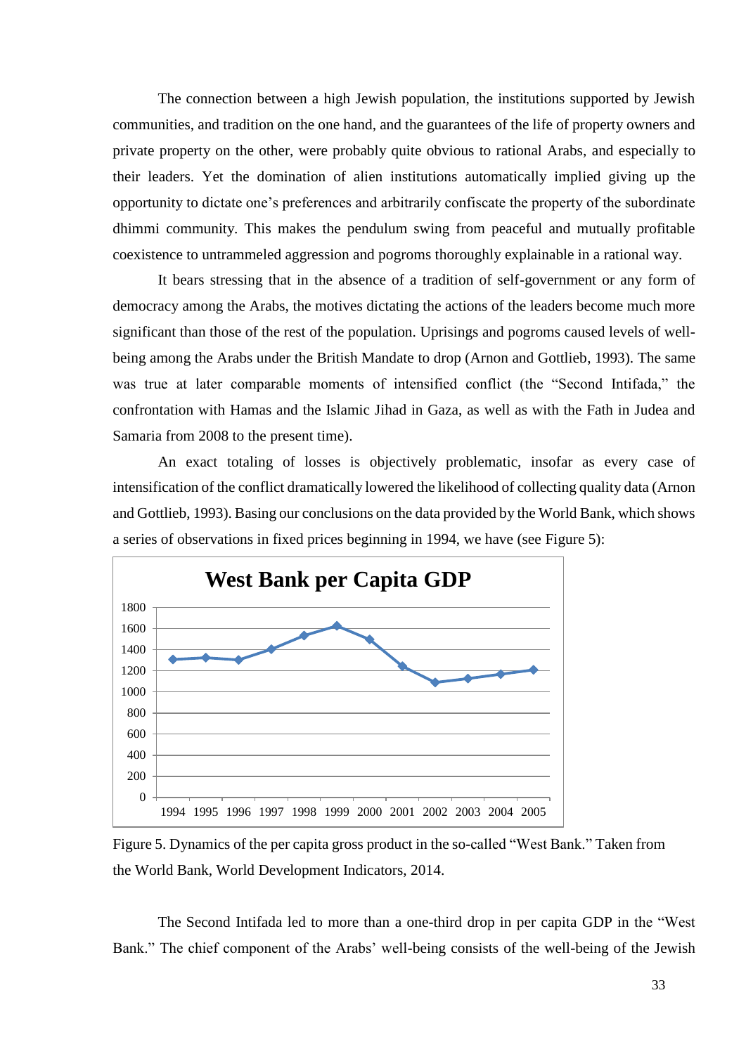The connection between a high Jewish population, the institutions supported by Jewish communities, and tradition on the one hand, and the guarantees of the life of property owners and private property on the other, were probably quite obvious to rational Arabs, and especially to their leaders. Yet the domination of alien institutions automatically implied giving up the opportunity to dictate one's preferences and arbitrarily confiscate the property of the subordinate dhimmi community. This makes the pendulum swing from peaceful and mutually profitable coexistence to untrammeled aggression and pogroms thoroughly explainable in a rational way.

It bears stressing that in the absence of a tradition of self-government or any form of democracy among the Arabs, the motives dictating the actions of the leaders become much more significant than those of the rest of the population. Uprisings and pogroms caused levels of well-being among the Arabs under the British Mandate to drop (Arnon and Gottlieb, 1993). The same was true at later comparable moments of intensified conflict (the "Second Intifada," the confrontation with Hamas and the Islamic Jihad in Gaza, as well as with the Fath in Judea and Samaria from 2008 to the present time).

An exact totaling of losses is objectively problematic, insofar as every case of intensification of the conflict dramatically lowered the likelihood of collecting quality data (Arnon and Gottlieb, 1993). Basing our conclusions on the data provided by the World Bank, which shows a series of observations in fixed prices beginning in 1994, we have (see Figure 5):

**West Bank per Capita GDP**

Figure 5. Dynamics of the per capita gross product in the so-called "West Bank." Taken from the World Bank, World Development Indicators, 2014.

The Second Intifada led to more than a one-third drop in per capita GDP in the "West Bank." The chief component of the Arabs' well-being consists of the well-being of the Jewish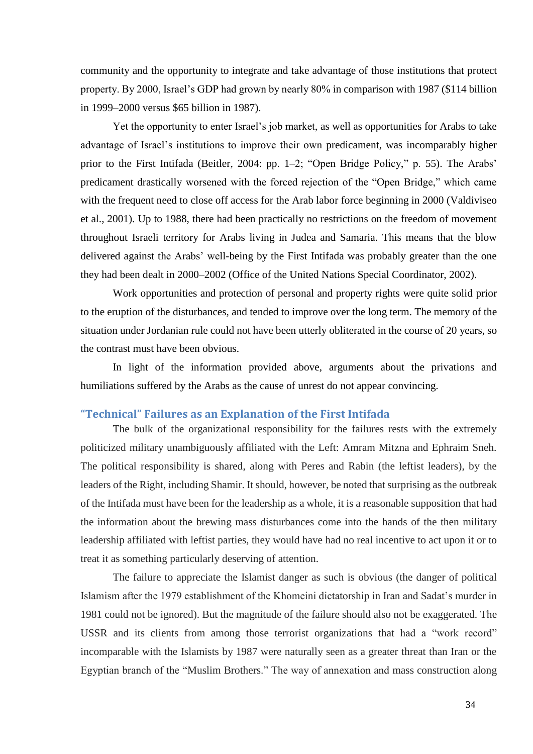community and the opportunity to integrate and take advantage of those institutions that protect property. By 2000, Israel's GDP had grown by nearly 80% in comparison with 1987 ($114 billion in 1999–2000 versus $65 billion in 1987).

Yet the opportunity to enter Israel's job market, as well as opportunities for Arabs to take advantage of Israel's institutions to improve their own predicament, was incomparably higher prior to the First Intifada (Beitler, 2004: pp. 1–2; "Open Bridge Policy," p. 55). The Arabs' predicament drastically worsened with the forced rejection of the "Open Bridge," which came with the frequent need to close off access for the Arab labor force beginning in 2000 (Valdiviseo et al., 2001). Up to 1988, there had been practically no restrictions on the freedom of movement throughout Israeli territory for Arabs living in Judea and Samaria. This means that the blow delivered against the Arabs' well-being by the First Intifada was probably greater than the one they had been dealt in 2000–2002 (Office of the United Nations Special Coordinator, 2002).

Work opportunities and protection of personal and property rights were quite solid prior to the eruption of the disturbances, and tended to improve over the long term. The memory of the situation under Jordanian rule could not have been utterly obliterated in the course of 20 years, so the contrast must have been obvious.

In light of the information provided above, arguments about the privations and humiliations suffered by the Arabs as the cause of unrest do not appear convincing.

## "Technical" Failures as an Explanation of the First Intifada

The bulk of the organizational responsibility for the failures rests with the extremely politicized military unambiguously affiliated with the Left: Amram Mitzna and Ephraim Sneh. The political responsibility is shared, along with Peres and Rabin (the leftist leaders), by the leaders of the Right, including Shamir. It should, however, be noted that surprising as the outbreak of the Intifada must have been for the leadership as a whole, it is a reasonable supposition that had the information about the brewing mass disturbances come into the hands of the then military leadership affiliated with leftist parties, they would have had no real incentive to act upon it or to treat it as something particularly deserving of attention.

The failure to appreciate the Islamist danger as such is obvious (the danger of political Islamism after the 1979 establishment of the Khomeini dictatorship in Iran and Sadat's murder in 1981 could not be ignored). But the magnitude of the failure should also not be exaggerated. The USSR and its clients from among those terrorist organizations that had a "work record" incomparable with the Islamists by 1987 were naturally seen as a greater threat than Iran or the Egyptian branch of the "Muslim Brothers." The way of annexation and mass construction along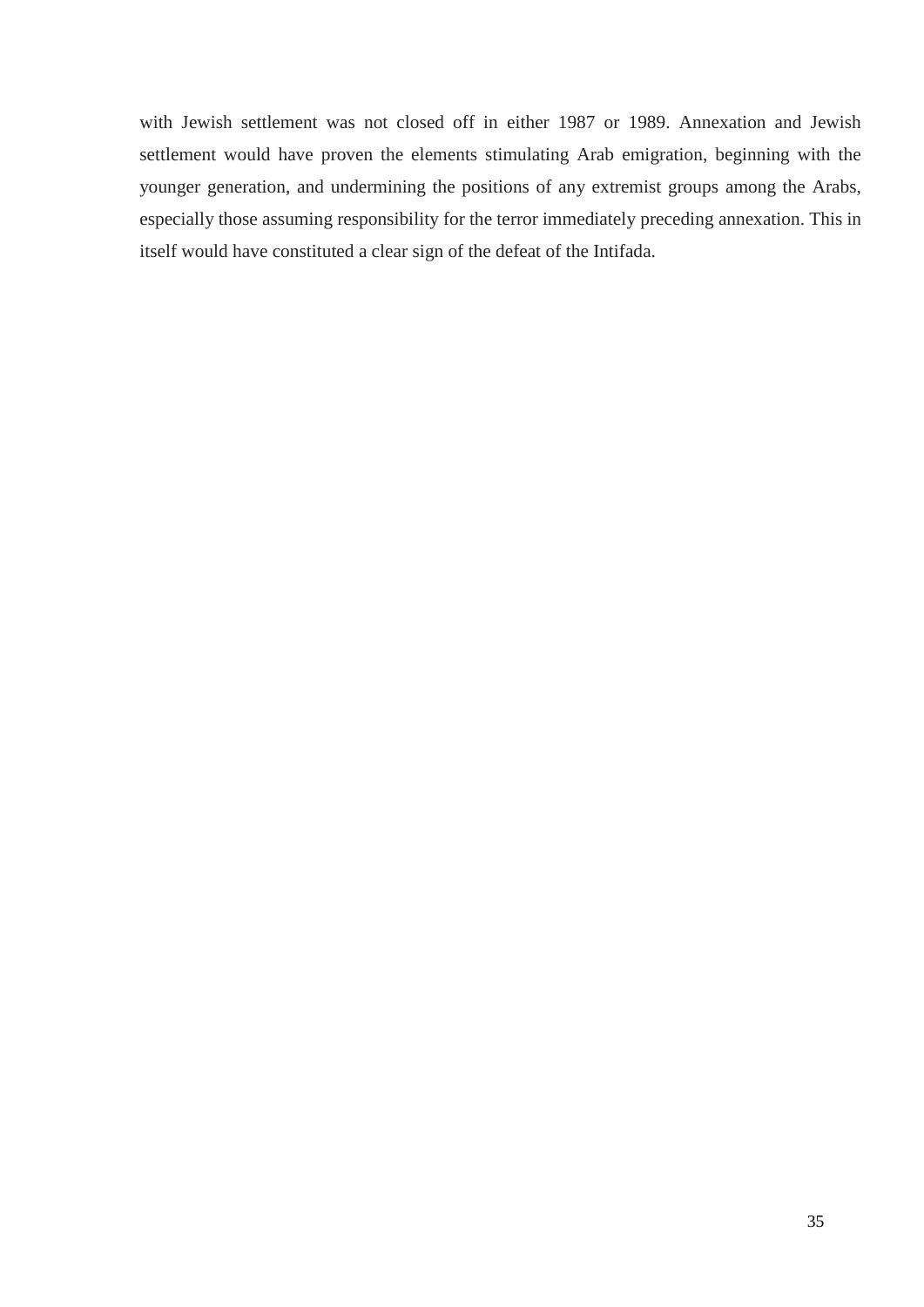with Jewish settlement was not closed off in either 1987 or 1989. Annexation and Jewish settlement would have proven the elements stimulating Arab emigration, beginning with the younger generation, and undermining the positions of any extremist groups among the Arabs, especially those assuming responsibility for the terror immediately preceding annexation. This in itself would have constituted a clear sign of the defeat of the Intifada.